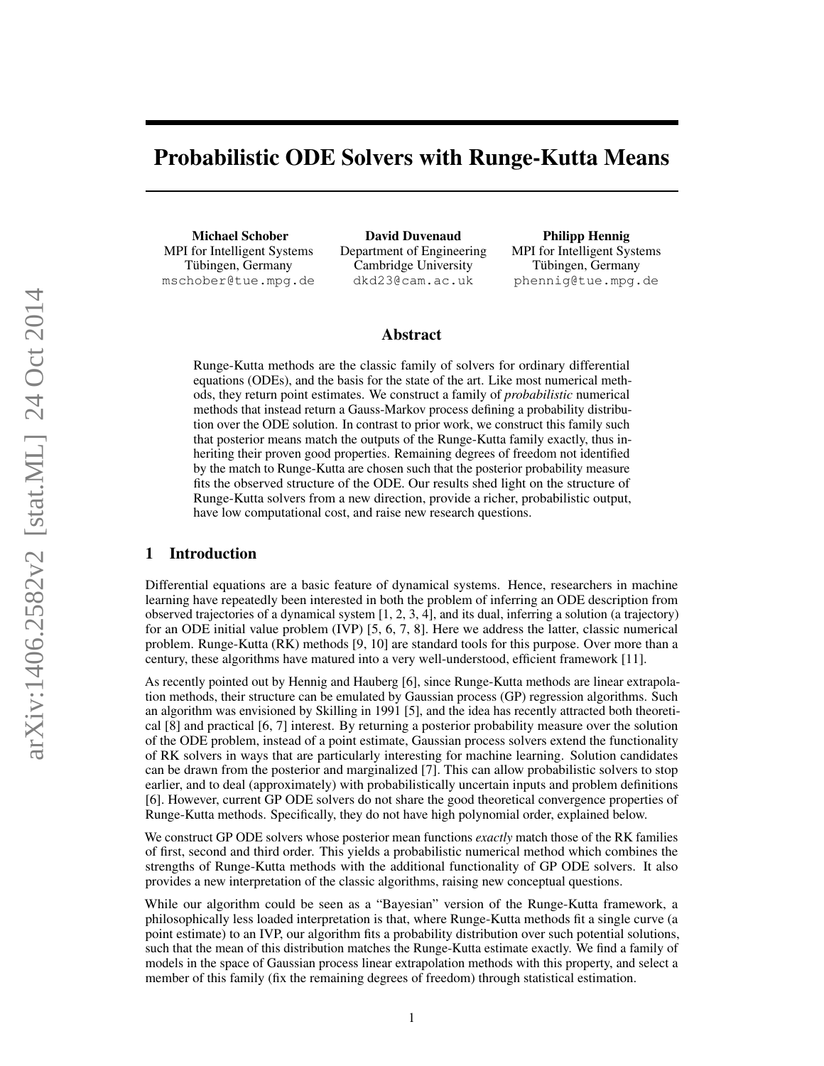# Probabilistic ODE Solvers with Runge-Kutta Means

**Michael Schober**
MPI for Intelligent Systems
Tübingen, Germany
mschober@tue.mpg.de

**David Duvenaud**
Department of Engineering
Cambridge University
dkd23@cam.ac.uk

**Philipp Hennig**
MPI for Intelligent Systems
Tübingen, Germany
phennig@tue.mpg.de

## Abstract

Runge-Kutta methods are the classic family of solvers for ordinary differential equations (ODEs), and the basis for the state of the art. Like most numerical methods, they return point estimates. We construct a family of *probabilistic* numerical methods that instead return a Gauss-Markov process defining a probability distribution over the ODE solution. In contrast to prior work, we construct this family such that posterior means match the outputs of the Runge-Kutta family exactly, thus inheriting their proven good properties. Remaining degrees of freedom not identified by the match to Runge-Kutta are chosen such that the posterior probability measure fits the observed structure of the ODE. Our results shed light on the structure of Runge-Kutta solvers from a new direction, provide a richer, probabilistic output, have low computational cost, and raise new research questions.

## 1 Introduction

Differential equations are a basic feature of dynamical systems. Hence, researchers in machine learning have repeatedly been interested in both the problem of inferring an ODE description from observed trajectories of a dynamical system [1, 2, 3, 4], and its dual, inferring a solution (a trajectory) for an ODE initial value problem (IVP) [5, 6, 7, 8]. Here we address the latter, classic numerical problem. Runge-Kutta (RK) methods [9, 10] are standard tools for this purpose. Over more than a century, these algorithms have matured into a very well-understood, efficient framework [11].

As recently pointed out by Hennig and Hauberg [6], since Runge-Kutta methods are linear extrapolation methods, their structure can be emulated by Gaussian process (GP) regression algorithms. Such an algorithm was envisioned by Skilling in 1991 [5], and the idea has recently attracted both theoretical [8] and practical [6, 7] interest. By returning a posterior probability measure over the solution of the ODE problem, instead of a point estimate, Gaussian process solvers extend the functionality of RK solvers in ways that are particularly interesting for machine learning. Solution candidates can be drawn from the posterior and marginalized [7]. This can allow probabilistic solvers to stop earlier, and to deal (approximately) with probabilistically uncertain inputs and problem definitions [6]. However, current GP ODE solvers do not share the good theoretical convergence properties of Runge-Kutta methods. Specifically, they do not have high polynomial order, explained below.

We construct GP ODE solvers whose posterior mean functions *exactly* match those of the RK families of first, second and third order. This yields a probabilistic numerical method which combines the strengths of Runge-Kutta methods with the additional functionality of GP ODE solvers. It also provides a new interpretation of the classic algorithms, raising new conceptual questions.

While our algorithm could be seen as a "Bayesian" version of the Runge-Kutta framework, a philosophically less loaded interpretation is that, where Runge-Kutta methods fit a single curve (a point estimate) to an IVP, our algorithm fits a probability distribution over such potential solutions, such that the mean of this distribution matches the Runge-Kutta estimate exactly. We find a family of models in the space of Gaussian process linear extrapolation methods with this property, and select a member of this family (fix the remaining degrees of freedom) through statistical estimation.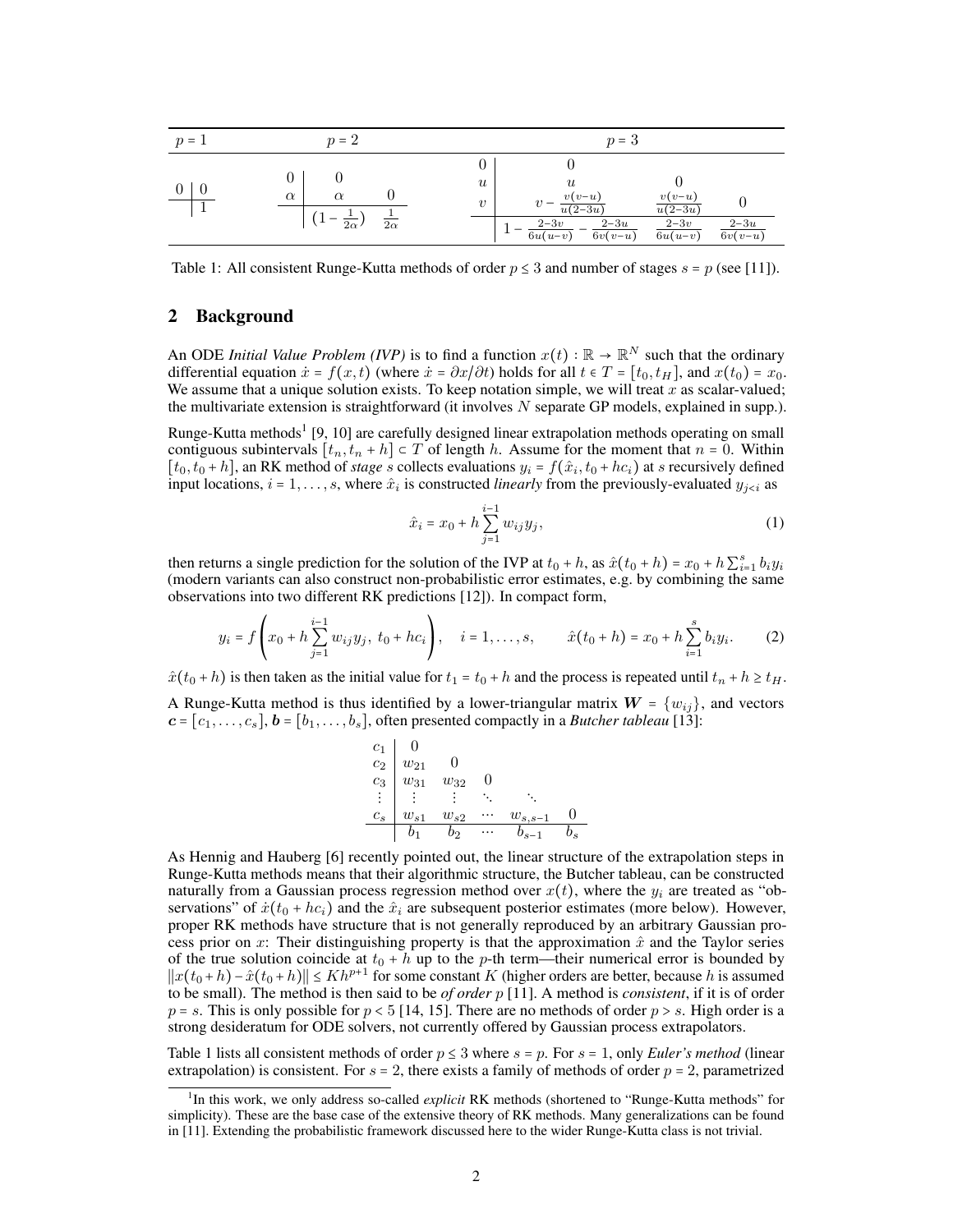| $p = 1$ | $p = 2$ | $p = 3$ |
|---|---|---|
| $\begin{array}{c\|c} 0 & 0 \\ \hline & 1 \end{array}$ | $\begin{array}{c\|cc} 0 & 0 & \\ \alpha & \alpha & 0 \\ \hline & \left(1 - \frac{1}{2\alpha}\right) & \frac{1}{2\alpha} \end{array}$ | $\begin{array}{c\|ccc} 0 & 0 & & \\ u & u & 0 & \\ v & v - \frac{v(v-u)}{u(2-3u)} & \frac{v(v-u)}{u(2-3u)} & 0 \\ \hline & 1 - \frac{2-3v}{6u(u-v)} - \frac{2-3u}{6v(v-u)} & \frac{2-3v}{6u(u-v)} & \frac{2-3u}{6v(v-u)} \end{array}$ |

Table 1: All consistent Runge-Kutta methods of order $p \leq 3$ and number of stages $s = p$ (see [11]).

## 2 Background

An ODE *Initial Value Problem (IVP)* is to find a function $x(t) : \mathbb{R} \to \mathbb{R}^N$ such that the ordinary differential equation $\dot{x} = f(x,t)$ (where $\dot{x} = \partial x / \partial t$) holds for all $t \in T = [t_0, t_H]$, and $x(t_0) = x_0$. We assume that a unique solution exists. To keep notation simple, we will treat $x$ as scalar-valued; the multivariate extension is straightforward (it involves $N$ separate GP models, explained in supp.).

Runge-Kutta methods[1] [9, 10] are carefully designed linear extrapolation methods operating on small contiguous subintervals $[t_n, t_n + h] \subset T$ of length $h$. Assume for the moment that $n = 0$. Within $[t_0, t_0 + h]$, an RK method of *stage* $s$ collects evaluations $y_i = f(\hat{x}_i, t_0 + hc_i)$ at $s$ recursively defined input locations, $i = 1, \ldots, s$, where $\hat{x}_i$ is constructed *linearly* from the previously-evaluated $y_{j<i}$ as

$$\hat{x}_i = x_0 + h \sum_{j=1}^{i-1} w_{ij} y_j, \tag{1}$$

then returns a single prediction for the solution of the IVP at $t_0 + h$, as $\hat{x}(t_0 + h) = x_0 + h \sum_{i=1}^{s} b_i y_i$ (modern variants can also construct non-probabilistic error estimates, e.g. by combining the same observations into two different RK predictions [12]). In compact form,

$$y_i = f\left(x_0 + h \sum_{j=1}^{i-1} w_{ij} y_j,\ t_0 + hc_i\right), \quad i = 1, \ldots, s, \qquad \hat{x}(t_0 + h) = x_0 + h \sum_{i=1}^{s} b_i y_i. \tag{2}$$

$\hat{x}(t_0 + h)$ is then taken as the initial value for $t_1 = t_0 + h$ and the process is repeated until $t_n + h \geq t_H$.

A Runge-Kutta method is thus identified by a lower-triangular matrix $\boldsymbol{W} = \{w_{ij}\}$, and vectors $\boldsymbol{c} = [c_1, \ldots, c_s]$, $\boldsymbol{b} = [b_1, \ldots, b_s]$, often presented compactly in a *Butcher tableau* [13]:

$$\begin{array}{c|cccccc} c_1 & 0 & & & & \\ c_2 & w_{21} & 0 & & & \\ c_3 & w_{31} & w_{32} & 0 & & \\ \vdots & \vdots & \vdots & \ddots & \ddots & \\ c_s & w_{s1} & w_{s2} & \cdots & w_{s,s-1} & 0 \\ \hline & b_1 & b_2 & \cdots & b_{s-1} & b_s \end{array}$$

As Hennig and Hauberg [6] recently pointed out, the linear structure of the extrapolation steps in Runge-Kutta methods means that their algorithmic structure, the Butcher tableau, can be constructed naturally from a Gaussian process regression method over $x(t)$, where the $y_i$ are treated as "observations" of $\dot{x}(t_0 + hc_i)$ and the $\hat{x}_i$ are subsequent posterior estimates (more below). However, proper RK methods have structure that is not generally reproduced by an arbitrary Gaussian process prior on $x$: Their distinguishing property is that the approximation $\hat{x}$ and the Taylor series of the true solution coincide at $t_0 + h$ up to the $p$-th term—their numerical error is bounded by $\|x(t_0 + h) - \hat{x}(t_0 + h)\| \leq K h^{p+1}$ for some constant $K$ (higher orders are better, because $h$ is assumed to be small). The method is then said to be *of order* $p$ [11]. A method is *consistent*, if it is of order $p = s$. This is only possible for $p < 5$ [14, 15]. There are no methods of order $p > s$. High order is a strong desideratum for ODE solvers, not currently offered by Gaussian process extrapolators.

Table 1 lists all consistent methods of order $p \leq 3$ where $s = p$. For $s = 1$, only *Euler's method* (linear extrapolation) is consistent. For $s = 2$, there exists a family of methods of order $p = 2$, parametrized

[1] In this work, we only address so-called *explicit* RK methods (shortened to "Runge-Kutta methods" for simplicity). These are the base case of the extensive theory of RK methods. Many generalizations can be found in [11]. Extending the probabilistic framework discussed here to the wider Runge-Kutta class is not trivial.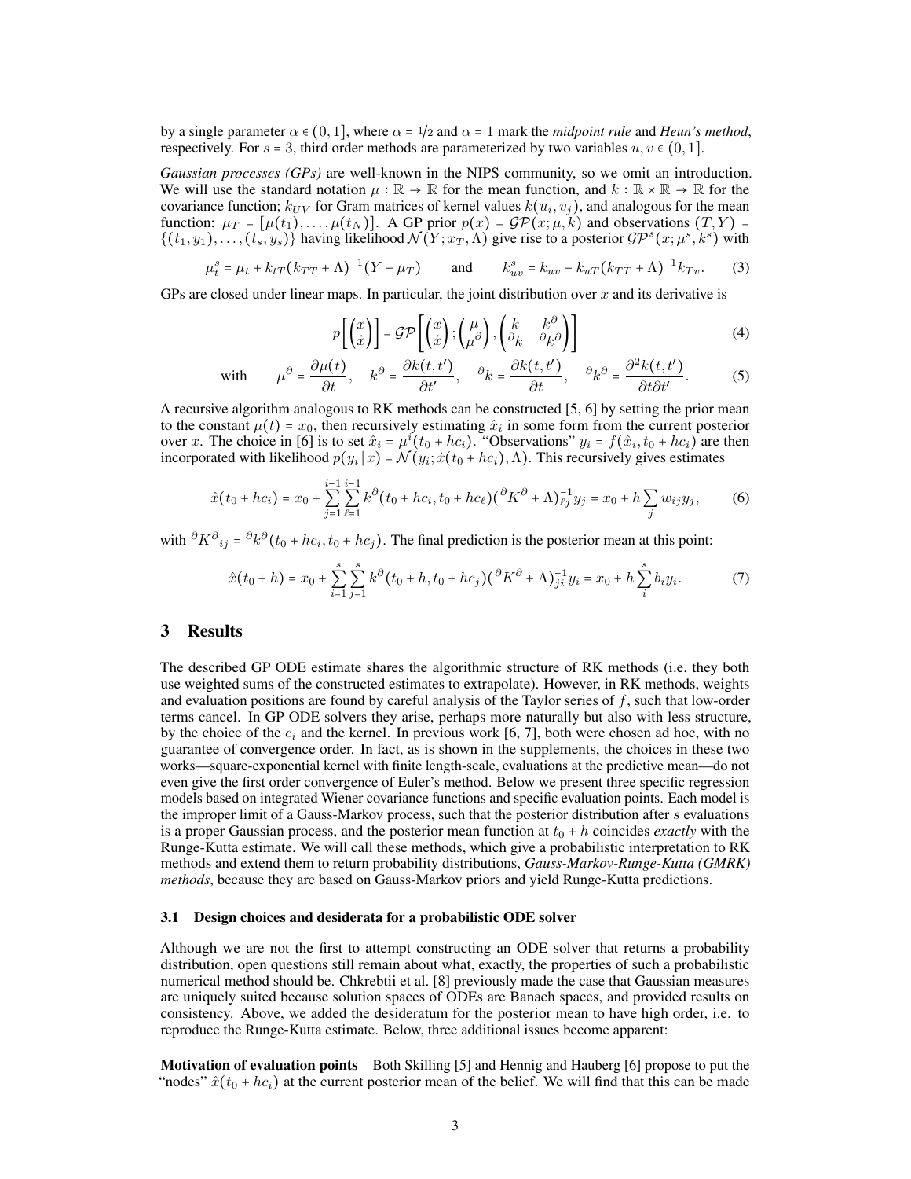by a single parameter $\alpha \in (0, 1]$, where $\alpha = 1/2$ and $\alpha = 1$ mark the *midpoint rule* and *Heun's method*, respectively. For $s = 3$, third order methods are parameterized by two variables $u, v \in (0, 1]$.

*Gaussian processes (GPs)* are well-known in the NIPS community, so we omit an introduction. We will use the standard notation $\mu : \mathbb{R} \to \mathbb{R}$ for the mean function, and $k : \mathbb{R} \times \mathbb{R} \to \mathbb{R}$ for the covariance function; $k_{UV}$ for Gram matrices of kernel values $k(u_i, v_j)$, and analogous for the mean function: $\mu_T = [\mu(t_1), \dots, \mu(t_N)]$. A GP prior $p(x) = \mathcal{GP}(x; \mu, k)$ and observations $(T, Y) = \{(t_1, y_1), \dots, (t_s, y_s)\}$ having likelihood $\mathcal{N}(Y; x_T, \Lambda)$ give rise to a posterior $\mathcal{GP}^s(x; \mu^s, k^s)$ with

$$\mu_t^s = \mu_t + k_{tT}(k_{TT} + \Lambda)^{-1}(Y - \mu_T) \qquad \text{and} \qquad k_{uv}^s = k_{uv} - k_{uT}(k_{TT} + \Lambda)^{-1}k_{Tv}. \tag{3}$$

GPs are closed under linear maps. In particular, the joint distribution over $x$ and its derivative is

$$p\left[\begin{pmatrix} x \\ \dot{x} \end{pmatrix}\right] = \mathcal{GP}\left[\begin{pmatrix} x \\ \dot{x} \end{pmatrix}; \begin{pmatrix} \mu \\ \mu^{\partial} \end{pmatrix}, \begin{pmatrix} k & k^{\partial} \\ {}^{\partial}k & {}^{\partial}k^{\partial} \end{pmatrix}\right] \tag{4}$$

$$\text{with} \qquad \mu^{\partial} = \frac{\partial \mu(t)}{\partial t}, \quad k^{\partial} = \frac{\partial k(t, t')}{\partial t'}, \quad {}^{\partial}k = \frac{\partial k(t, t')}{\partial t}, \quad {}^{\partial}k^{\partial} = \frac{\partial^2 k(t, t')}{\partial t \partial t'}. \tag{5}$$

A recursive algorithm analogous to RK methods can be constructed [5, 6] by setting the prior mean to the constant $\mu(t) = x_0$, then recursively estimating $\hat{x}_i$ in some form from the current posterior over $x$. The choice in [6] is to set $\hat{x}_i = \mu^i(t_0 + hc_i)$. "Observations" $y_i = f(\hat{x}_i, t_0 + hc_i)$ are then incorporated with likelihood $p(y_i \mid x) = \mathcal{N}(y_i; \dot{x}(t_0 + hc_i), \Lambda)$. This recursively gives estimates

$$\hat{x}(t_0 + hc_i) = x_0 + \sum_{j=1}^{i-1} \sum_{\ell=1}^{i-1} k^{\partial}(t_0 + hc_i, t_0 + hc_\ell)({}^{\partial}K^{\partial} + \Lambda)_{\ell j}^{-1} y_j = x_0 + h \sum_j w_{ij} y_j, \tag{6}$$

with ${}^{\partial}K^{\partial}{}_{ij} = {}^{\partial}k^{\partial}(t_0 + hc_i, t_0 + hc_j)$. The final prediction is the posterior mean at this point:

$$\hat{x}(t_0 + h) = x_0 + \sum_{i=1}^{s} \sum_{j=1}^{s} k^{\partial}(t_0 + h, t_0 + hc_j)({}^{\partial}K^{\partial} + \Lambda)_{ji}^{-1} y_i = x_0 + h \sum_i^s b_i y_i. \tag{7}$$

## 3 Results

The described GP ODE estimate shares the algorithmic structure of RK methods (i.e. they both use weighted sums of the constructed estimates to extrapolate). However, in RK methods, weights and evaluation positions are found by careful analysis of the Taylor series of $f$, such that low-order terms cancel. In GP ODE solvers they arise, perhaps more naturally but also with less structure, by the choice of the $c_i$ and the kernel. In previous work [6, 7], both were chosen ad hoc, with no guarantee of convergence order. In fact, as is shown in the supplements, the choices in these two works—square-exponential kernel with finite length-scale, evaluations at the predictive mean—do not even give the first order convergence of Euler's method. Below we present three specific regression models based on integrated Wiener covariance functions and specific evaluation points. Each model is the improper limit of a Gauss-Markov process, such that the posterior distribution after $s$ evaluations is a proper Gaussian process, and the posterior mean function at $t_0 + h$ coincides *exactly* with the Runge-Kutta estimate. We will call these methods, which give a probabilistic interpretation to RK methods and extend them to return probability distributions, *Gauss-Markov-Runge-Kutta (GMRK) methods*, because they are based on Gauss-Markov priors and yield Runge-Kutta predictions.

### 3.1 Design choices and desiderata for a probabilistic ODE solver

Although we are not the first to attempt constructing an ODE solver that returns a probability distribution, open questions still remain about what, exactly, the properties of such a probabilistic numerical method should be. Chkrebtii et al. [8] previously made the case that Gaussian measures are uniquely suited because solution spaces of ODEs are Banach spaces, and provided results on consistency. Above, we added the desideratum for the posterior mean to have high order, i.e. to reproduce the Runge-Kutta estimate. Below, three additional issues become apparent:

**Motivation of evaluation points** Both Skilling [5] and Hennig and Hauberg [6] propose to put the "nodes" $\hat{x}(t_0 + hc_i)$ at the current posterior mean of the belief. We will find that this can be made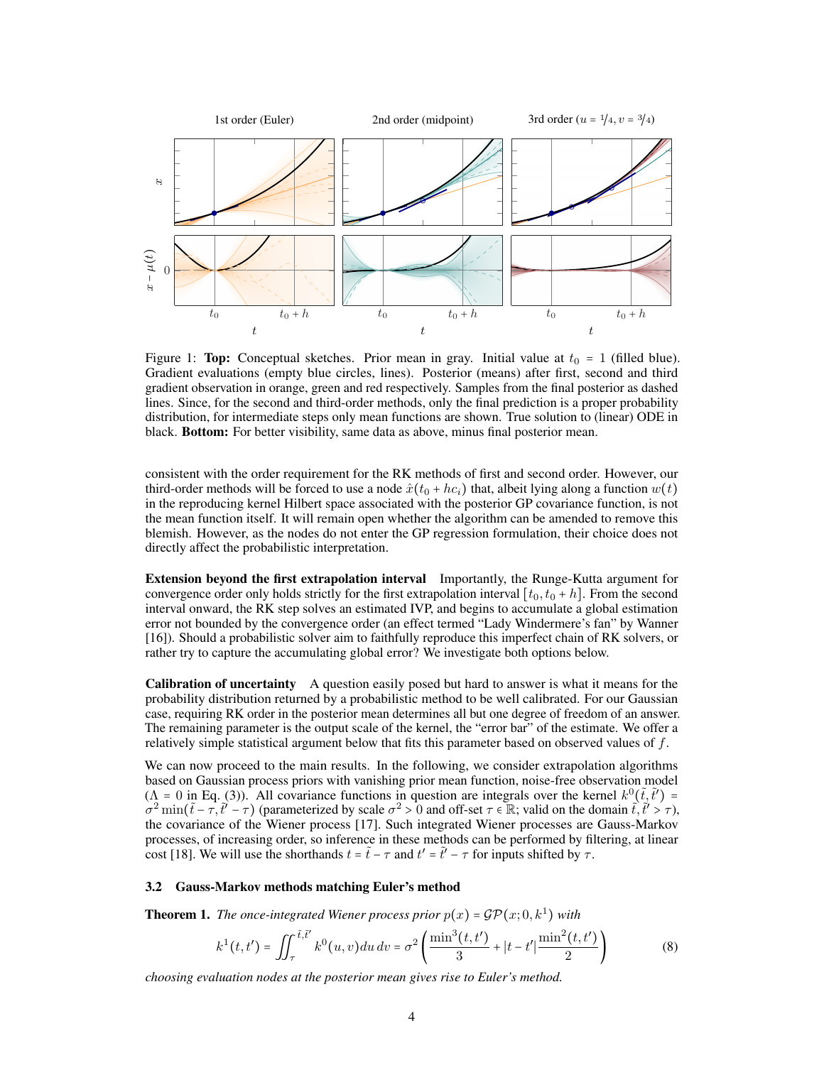Figure 1: **Top:** Conceptual sketches. Prior mean in gray. Initial value at $t_0 = 1$ (filled blue). Gradient evaluations (empty blue circles, lines). Posterior (means) after first, second and third gradient observation in orange, green and red respectively. Samples from the final posterior as dashed lines. Since, for the second and third-order methods, only the final prediction is a proper probability distribution, for intermediate steps only mean functions are shown. True solution to (linear) ODE in black. **Bottom:** For better visibility, same data as above, minus final posterior mean.

consistent with the order requirement for the RK methods of first and second order. However, our third-order methods will be forced to use a node $\hat{x}(t_0 + hc_i)$ that, albeit lying along a function $w(t)$ in the reproducing kernel Hilbert space associated with the posterior GP covariance function, is not the mean function itself. It will remain open whether the algorithm can be amended to remove this blemish. However, as the nodes do not enter the GP regression formulation, their choice does not directly affect the probabilistic interpretation.

**Extension beyond the first extrapolation interval** Importantly, the Runge-Kutta argument for convergence order only holds strictly for the first extrapolation interval $[t_0, t_0 + h]$. From the second interval onward, the RK step solves an estimated IVP, and begins to accumulate a global estimation error not bounded by the convergence order (an effect termed "Lady Windermere's fan" by Wanner [16]). Should a probabilistic solver aim to faithfully reproduce this imperfect chain of RK solvers, or rather try to capture the accumulating global error? We investigate both options below.

**Calibration of uncertainty** A question easily posed but hard to answer is what it means for the probability distribution returned by a probabilistic method to be well calibrated. For our Gaussian case, requiring RK order in the posterior mean determines all but one degree of freedom of an answer. The remaining parameter is the output scale of the kernel, the "error bar" of the estimate. We offer a relatively simple statistical argument below that fits this parameter based on observed values of $f$.

We can now proceed to the main results. In the following, we consider extrapolation algorithms based on Gaussian process priors with vanishing prior mean function, noise-free observation model ($\Lambda = 0$ in Eq. (3)). All covariance functions in question are integrals over the kernel $k^0(\tilde{t}, \tilde{t}') = \sigma^2 \min(\tilde{t} - \tau, \tilde{t}' - \tau)$ (parameterized by scale $\sigma^2 > 0$ and off-set $\tau \in \mathbb{R}$; valid on the domain $\tilde{t}, \tilde{t}' > \tau$), the covariance of the Wiener process [17]. Such integrated Wiener processes are Gauss-Markov processes, of increasing order, so inference in these methods can be performed by filtering, at linear cost [18]. We will use the shorthands $t = \tilde{t} - \tau$ and $t' = \tilde{t}' - \tau$ for inputs shifted by $\tau$.

### 3.2 Gauss-Markov methods matching Euler's method

**Theorem 1.** *The once-integrated Wiener process prior $p(x) = \mathcal{GP}(x; 0, k^1)$ with*

$$
k^1(t, t') = \iint_{\tau}^{\tilde{t}, \tilde{t}'} k^0(u, v)\, du\, dv = \sigma^2 \left( \frac{\min^3(t, t')}{3} + |t - t'| \frac{\min^2(t, t')}{2} \right) \tag{8}
$$

*choosing evaluation nodes at the posterior mean gives rise to Euler's method.*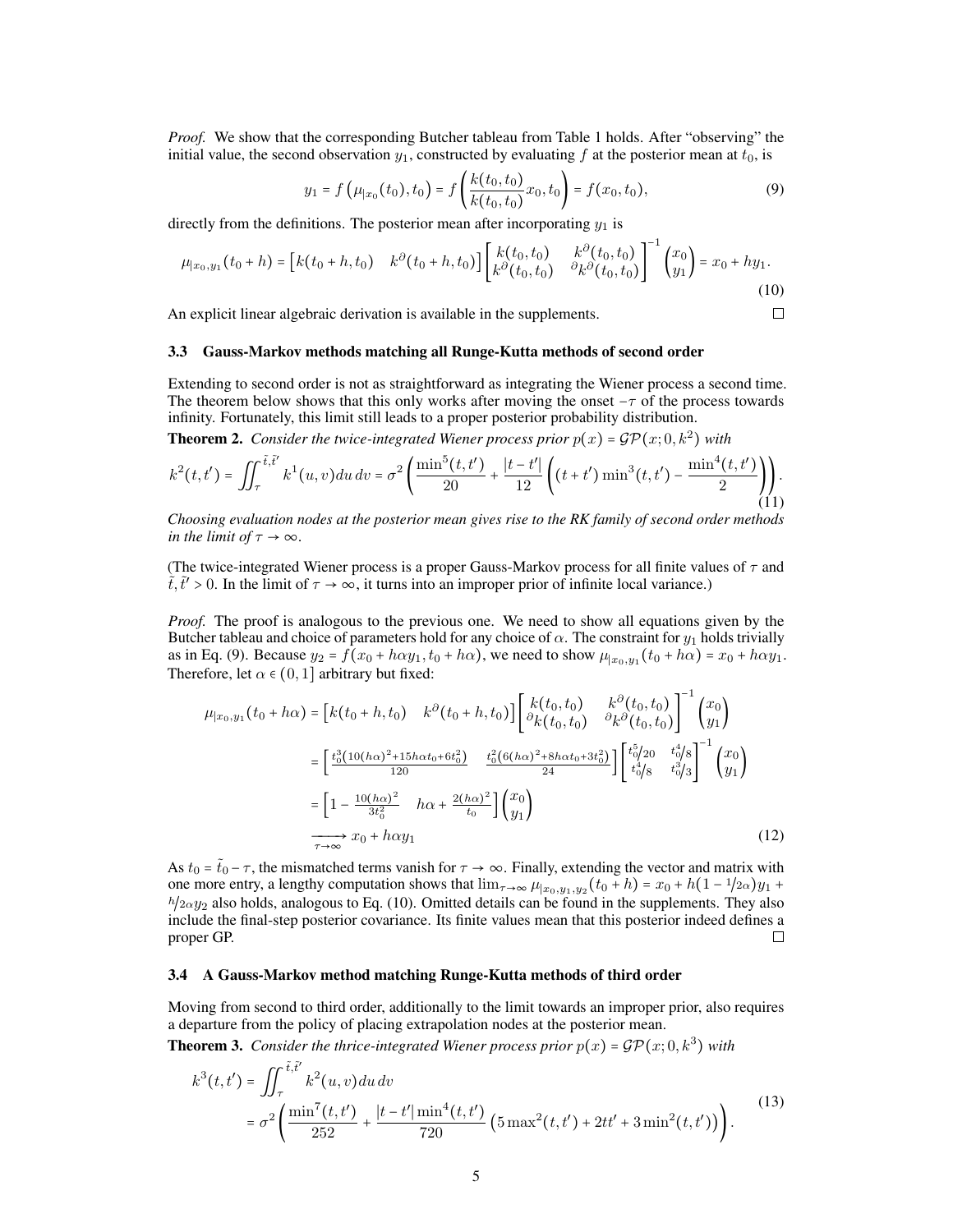*Proof.* We show that the corresponding Butcher tableau from Table 1 holds. After "observing" the initial value, the second observation $y_1$, constructed by evaluating $f$ at the posterior mean at $t_0$, is

$$y_1 = f\left(\mu_{|x_0}(t_0), t_0\right) = f\left(\frac{k(t_0,t_0)}{k(t_0,t_0)}x_0, t_0\right) = f(x_0,t_0), \tag{9}$$

directly from the definitions. The posterior mean after incorporating $y_1$ is

$$\mu_{|x_0,y_1}(t_0+h) = \begin{bmatrix} k(t_0+h,t_0) & k^{\partial}(t_0+h,t_0)\end{bmatrix}\begin{bmatrix} k(t_0,t_0) & k^{\partial}(t_0,t_0) \\ k^{\partial}(t_0,t_0) & {}^{\partial}k^{\partial}(t_0,t_0)\end{bmatrix}^{-1}\begin{pmatrix} x_0 \\ y_1\end{pmatrix} = x_0 + hy_1. \tag{10}$$

An explicit linear algebraic derivation is available in the supplements. □

### 3.3 Gauss-Markov methods matching all Runge-Kutta methods of second order

Extending to second order is not as straightforward as integrating the Wiener process a second time. The theorem below shows that this only works after moving the onset $-\tau$ of the process towards infinity. Fortunately, this limit still leads to a proper posterior probability distribution.

**Theorem 2.** *Consider the twice-integrated Wiener process prior $p(x) = \mathcal{GP}(x; 0, k^2)$ with*

$$k^2(t,t') = \iint_{\tau}^{\tilde{t},\tilde{t}'} k^1(u,v)\,du\,dv = \sigma^2\left(\frac{\min^5(t,t')}{20} + \frac{|t-t'|}{12}\left((t+t')\min^3(t,t') - \frac{\min^4(t,t')}{2}\right)\right). \tag{11}$$

*Choosing evaluation nodes at the posterior mean gives rise to the RK family of second order methods in the limit of $\tau \to \infty$.*

(The twice-integrated Wiener process is a proper Gauss-Markov process for all finite values of $\tau$ and $\tilde{t}, \tilde{t}' > 0$. In the limit of $\tau \to \infty$, it turns into an improper prior of infinite local variance.)

*Proof.* The proof is analogous to the previous one. We need to show all equations given by the Butcher tableau and choice of parameters hold for any choice of $\alpha$. The constraint for $y_1$ holds trivially as in Eq. (9). Because $y_2 = f(x_0 + h\alpha y_1, t_0 + h\alpha)$, we need to show $\mu_{|x_0,y_1}(t_0 + h\alpha) = x_0 + h\alpha y_1$. Therefore, let $\alpha \in (0,1]$ arbitrary but fixed:

$$\begin{aligned}
\mu_{|x_0,y_1}(t_0+h\alpha) &= \begin{bmatrix} k(t_0+h,t_0) & k^{\partial}(t_0+h,t_0)\end{bmatrix}\begin{bmatrix} k(t_0,t_0) & k^{\partial}(t_0,t_0) \\ {}^{\partial}k(t_0,t_0) & {}^{\partial}k^{\partial}(t_0,t_0)\end{bmatrix}^{-1}\begin{pmatrix} x_0 \\ y_1\end{pmatrix} \\
&= \begin{bmatrix} \frac{t_0^3\left(10(h\alpha)^2 + 15h\alpha t_0 + 6t_0^2\right)}{120} & \frac{t_0^2\left(6(h\alpha)^2 + 8h\alpha t_0 + 3t_0^2\right)}{24}\end{bmatrix}\begin{bmatrix} t_0^5/20 & t_0^4/8 \\ t_0^4/8 & t_0^3/3\end{bmatrix}^{-1}\begin{pmatrix} x_0 \\ y_1\end{pmatrix} \\
&= \begin{bmatrix} 1 - \frac{10(h\alpha)^2}{3t_0^2} & h\alpha + \frac{2(h\alpha)^2}{t_0}\end{bmatrix}\begin{pmatrix} x_0 \\ y_1\end{pmatrix} \\
&\xrightarrow[\tau\to\infty]{} x_0 + h\alpha y_1
\end{aligned} \tag{12}$$

As $t_0 = \tilde{t}_0 - \tau$, the mismatched terms vanish for $\tau \to \infty$. Finally, extending the vector and matrix with one more entry, a lengthy computation shows that $\lim_{\tau\to\infty} \mu_{|x_0,y_1,y_2}(t_0+h) = x_0 + h(1 - 1/2\alpha)y_1 + h/2\alpha y_2$ also holds, analogous to Eq. (10). Omitted details can be found in the supplements. They also include the final-step posterior covariance. Its finite values mean that this posterior indeed defines a proper GP. □

### 3.4 A Gauss-Markov method matching Runge-Kutta methods of third order

Moving from second to third order, additionally to the limit towards an improper prior, also requires a departure from the policy of placing extrapolation nodes at the posterior mean.

**Theorem 3.** *Consider the thrice-integrated Wiener process prior $p(x) = \mathcal{GP}(x; 0, k^3)$ with*

$$\begin{aligned}
k^3(t,t') &= \iint_{\tau}^{\tilde{t},\tilde{t}'} k^2(u,v)\,du\,dv \\
&= \sigma^2\left(\frac{\min^7(t,t')}{252} + \frac{|t-t'|\min^4(t,t')}{720}\left(5\max^2(t,t') + 2tt' + 3\min^2(t,t')\right)\right).
\end{aligned} \tag{13}$$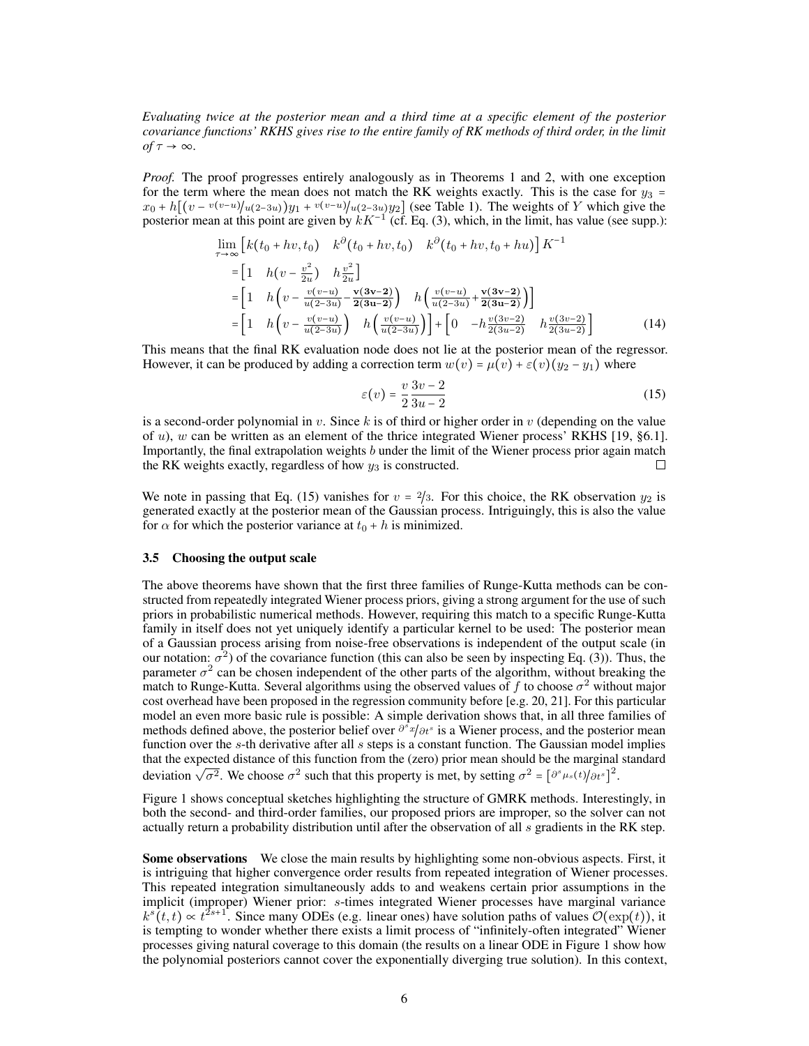*Evaluating twice at the posterior mean and a third time at a specific element of the posterior covariance functions' RKHS gives rise to the entire family of RK methods of third order, in the limit of $\tau \to \infty$.*

*Proof.* The proof progresses entirely analogously as in Theorems 1 and 2, with one exception for the term where the mean does not match the RK weights exactly. This is the case for $y_3 = x_0 + h\big[\big(v - {}^{v(v-u)}\!/_{u(2-3u)}\big)y_1 + {}^{v(v-u)}\!/_{u(2-3u)}y_2\big]$ (see Table 1). The weights of $Y$ which give the posterior mean at this point are given by $kK^{-1}$ (cf. Eq. (3), which, in the limit, has value (see supp.):

$$
\begin{aligned}
&\lim_{\tau\to\infty}\begin{bmatrix} k(t_0+hv,t_0) & k^{\partial}(t_0+hv,t_0) & k^{\partial}(t_0+hv,t_0+hu)\end{bmatrix}K^{-1} \\
&= \begin{bmatrix} 1 & h(v-\frac{v^2}{2u}) & h\frac{v^2}{2u}\end{bmatrix} \\
&= \begin{bmatrix} 1 & h\left(v-\frac{v(v-u)}{u(2-3u)}-\frac{\mathbf{v(3v-2)}}{\mathbf{2(3u-2)}}\right) & h\left(\frac{v(v-u)}{u(2-3u)}+\frac{\mathbf{v(3v-2)}}{\mathbf{2(3u-2)}}\right)\end{bmatrix} \\
&= \begin{bmatrix} 1 & h\left(v-\frac{v(v-u)}{u(2-3u)}\right) & h\left(\frac{v(v-u)}{u(2-3u)}\right)\end{bmatrix} + \begin{bmatrix} 0 & -h\frac{v(3v-2)}{2(3u-2)} & h\frac{v(3v-2)}{2(3u-2)}\end{bmatrix}
\end{aligned} \tag{14}
$$

This means that the final RK evaluation node does not lie at the posterior mean of the regressor. However, it can be produced by adding a correction term $w(v) = \mu(v) + \varepsilon(v)(y_2 - y_1)$ where

$$
\varepsilon(v) = \frac{v}{2}\frac{3v-2}{3u-2} \tag{15}
$$

is a second-order polynomial in $v$. Since $k$ is of third or higher order in $v$ (depending on the value of $u$), $w$ can be written as an element of the thrice integrated Wiener process' RKHS [19, §6.1]. Importantly, the final extrapolation weights $b$ under the limit of the Wiener process prior again match the RK weights exactly, regardless of how $y_3$ is constructed. □

We note in passing that Eq. (15) vanishes for $v = 2/3$. For this choice, the RK observation $y_2$ is generated exactly at the posterior mean of the Gaussian process. Intriguingly, this is also the value for $\alpha$ for which the posterior variance at $t_0 + h$ is minimized.

### 3.5 Choosing the output scale

The above theorems have shown that the first three families of Runge-Kutta methods can be constructed from repeatedly integrated Wiener process priors, giving a strong argument for the use of such priors in probabilistic numerical methods. However, requiring this match to a specific Runge-Kutta family in itself does not yet uniquely identify a particular kernel to be used: The posterior mean of a Gaussian process arising from noise-free observations is independent of the output scale (in our notation: $\sigma^2$) of the covariance function (this can also be seen by inspecting Eq. (3)). Thus, the parameter $\sigma^2$ can be chosen independent of the other parts of the algorithm, without breaking the match to Runge-Kutta. Several algorithms using the observed values of $f$ to choose $\sigma^2$ without major cost overhead have been proposed in the regression community before [e.g. 20, 21]. For this particular model an even more basic rule is possible: A simple derivation shows that, in all three families of methods defined above, the posterior belief over $\partial^s x / \partial t^s$ is a Wiener process, and the posterior mean function over the $s$-th derivative after all $s$ steps is a constant function. The Gaussian model implies that the expected distance of this function from the (zero) prior mean should be the marginal standard deviation $\sqrt{\sigma^2}$. We choose $\sigma^2$ such that this property is met, by setting $\sigma^2 = \left[\partial^s \mu_s(t) / \partial t^s\right]^2$.

Figure 1 shows conceptual sketches highlighting the structure of GMRK methods. Interestingly, in both the second- and third-order families, our proposed priors are improper, so the solver can not actually return a probability distribution until after the observation of all $s$ gradients in the RK step.

**Some observations** We close the main results by highlighting some non-obvious aspects. First, it is intriguing that higher convergence order results from repeated integration of Wiener processes. This repeated integration simultaneously adds to and weakens certain prior assumptions in the implicit (improper) Wiener prior: $s$-times integrated Wiener processes have marginal variance $k^s(t,t) \propto t^{2s+1}$. Since many ODEs (e.g. linear ones) have solution paths of values $\mathcal{O}(\exp(t))$, it is tempting to wonder whether there exists a limit process of "infinitely-often integrated" Wiener processes giving natural coverage to this domain (the results on a linear ODE in Figure 1 show how the polynomial posteriors cannot cover the exponentially diverging true solution). In this context,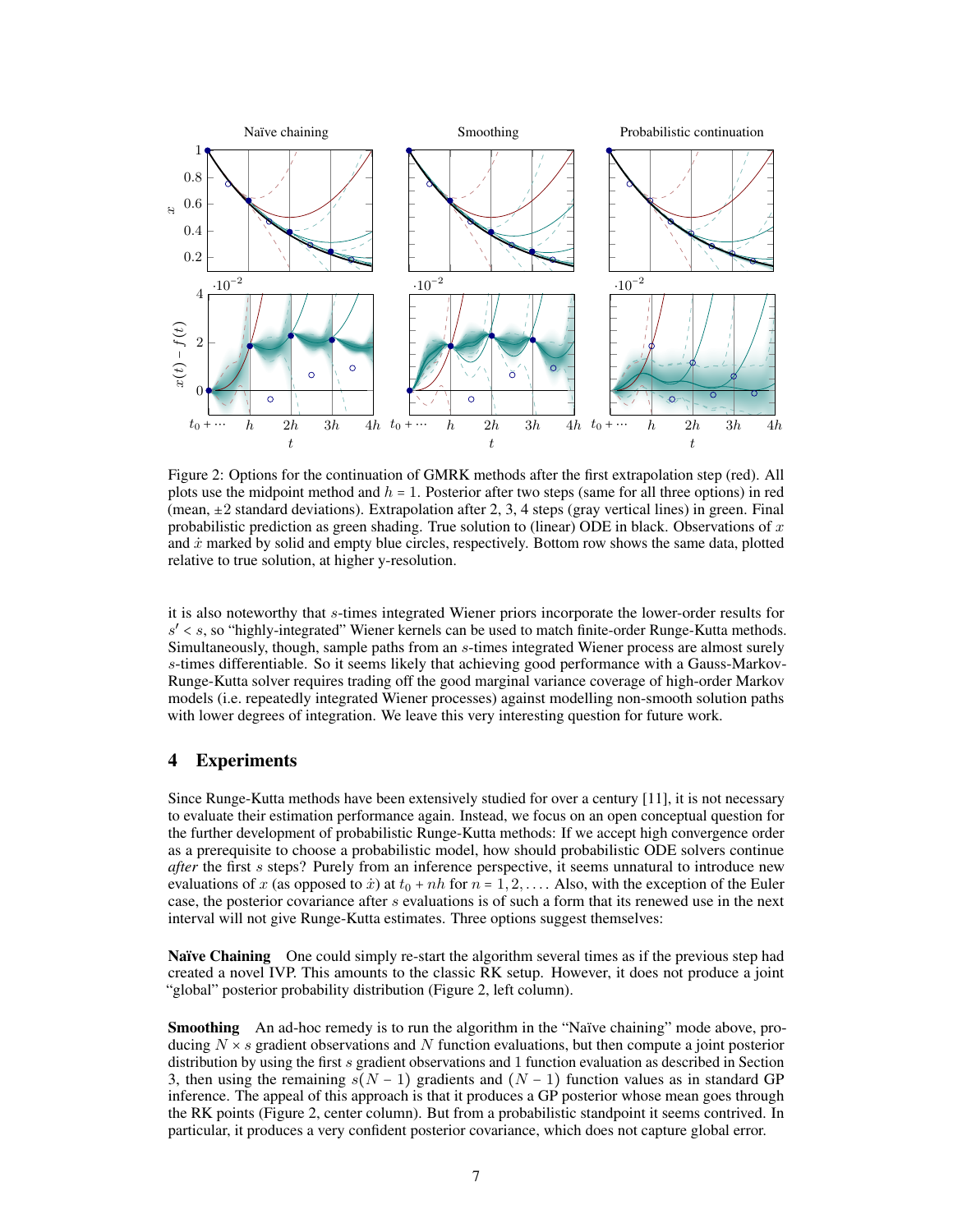Figure 2: Options for the continuation of GMRK methods after the first extrapolation step (red). All plots use the midpoint method and $h = 1$. Posterior after two steps (same for all three options) in red (mean, $\pm 2$ standard deviations). Extrapolation after 2, 3, 4 steps (gray vertical lines) in green. Final probabilistic prediction as green shading. True solution to (linear) ODE in black. Observations of $x$ and $\dot{x}$ marked by solid and empty blue circles, respectively. Bottom row shows the same data, plotted relative to true solution, at higher y-resolution.

it is also noteworthy that $s$-times integrated Wiener priors incorporate the lower-order results for $s' < s$, so "highly-integrated" Wiener kernels can be used to match finite-order Runge-Kutta methods. Simultaneously, though, sample paths from an $s$-times integrated Wiener process are almost surely $s$-times differentiable. So it seems likely that achieving good performance with a Gauss-Markov-Runge-Kutta solver requires trading off the good marginal variance coverage of high-order Markov models (i.e. repeatedly integrated Wiener processes) against modelling non-smooth solution paths with lower degrees of integration. We leave this very interesting question for future work.

## 4 Experiments

Since Runge-Kutta methods have been extensively studied for over a century [11], it is not necessary to evaluate their estimation performance again. Instead, we focus on an open conceptual question for the further development of probabilistic Runge-Kutta methods: If we accept high convergence order as a prerequisite to choose a probabilistic model, how should probabilistic ODE solvers continue *after* the first $s$ steps? Purely from an inference perspective, it seems unnatural to introduce new evaluations of $x$ (as opposed to $\dot{x}$) at $t_0 + nh$ for $n = 1, 2, \dots$. Also, with the exception of the Euler case, the posterior covariance after $s$ evaluations is of such a form that its renewed use in the next interval will not give Runge-Kutta estimates. Three options suggest themselves:

**Naïve Chaining** One could simply re-start the algorithm several times as if the previous step had created a novel IVP. This amounts to the classic RK setup. However, it does not produce a joint "global" posterior probability distribution (Figure 2, left column).

**Smoothing** An ad-hoc remedy is to run the algorithm in the "Naïve chaining" mode above, producing $N \times s$ gradient observations and $N$ function evaluations, but then compute a joint posterior distribution by using the first $s$ gradient observations and 1 function evaluation as described in Section 3, then using the remaining $s(N - 1)$ gradients and $(N - 1)$ function values as in standard GP inference. The appeal of this approach is that it produces a GP posterior whose mean goes through the RK points (Figure 2, center column). But from a probabilistic standpoint it seems contrived. In particular, it produces a very confident posterior covariance, which does not capture global error.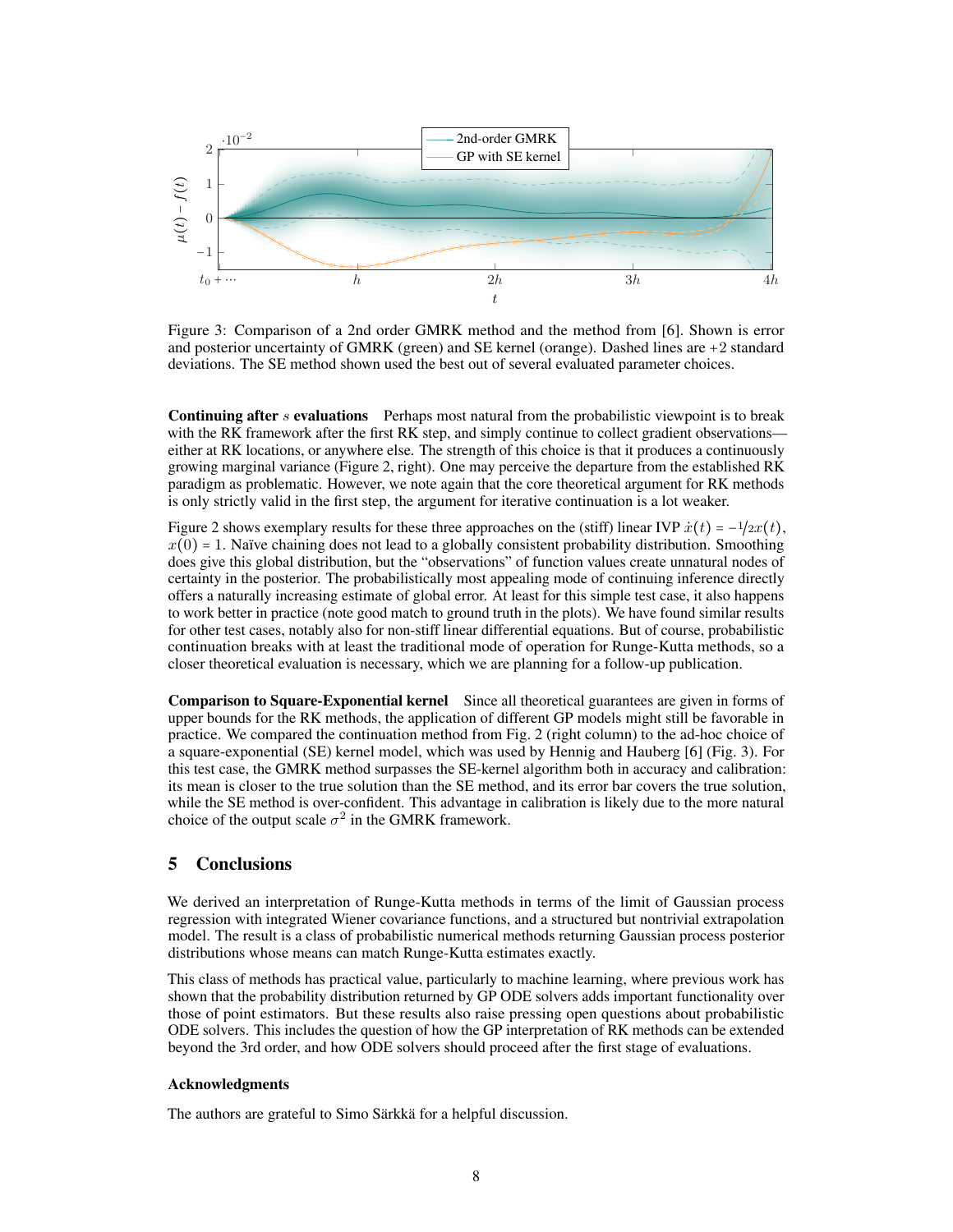Figure 3: Comparison of a 2nd order GMRK method and the method from [6]. Shown is error and posterior uncertainty of GMRK (green) and SE kernel (orange). Dashed lines are +2 standard deviations. The SE method shown used the best out of several evaluated parameter choices.

**Continuing after $s$ evaluations** Perhaps most natural from the probabilistic viewpoint is to break with the RK framework after the first RK step, and simply continue to collect gradient observations—either at RK locations, or anywhere else. The strength of this choice is that it produces a continuously growing marginal variance (Figure 2, right). One may perceive the departure from the established RK paradigm as problematic. However, we note again that the core theoretical argument for RK methods is only strictly valid in the first step, the argument for iterative continuation is a lot weaker.

Figure 2 shows exemplary results for these three approaches on the (stiff) linear IVP $\dot{x}(t) = -1/2x(t)$, $x(0) = 1$. Naïve chaining does not lead to a globally consistent probability distribution. Smoothing does give this global distribution, but the "observations" of function values create unnatural nodes of certainty in the posterior. The probabilistically most appealing mode of continuing inference directly offers a naturally increasing estimate of global error. At least for this simple test case, it also happens to work better in practice (note good match to ground truth in the plots). We have found similar results for other test cases, notably also for non-stiff linear differential equations. But of course, probabilistic continuation breaks with at least the traditional mode of operation for Runge-Kutta methods, so a closer theoretical evaluation is necessary, which we are planning for a follow-up publication.

**Comparison to Square-Exponential kernel** Since all theoretical guarantees are given in forms of upper bounds for the RK methods, the application of different GP models might still be favorable in practice. We compared the continuation method from Fig. 2 (right column) to the ad-hoc choice of a square-exponential (SE) kernel model, which was used by Hennig and Hauberg [6] (Fig. 3). For this test case, the GMRK method surpasses the SE-kernel algorithm both in accuracy and calibration: its mean is closer to the true solution than the SE method, and its error bar covers the true solution, while the SE method is over-confident. This advantage in calibration is likely due to the more natural choice of the output scale $\sigma^2$ in the GMRK framework.

## 5 Conclusions

We derived an interpretation of Runge-Kutta methods in terms of the limit of Gaussian process regression with integrated Wiener covariance functions, and a structured but nontrivial extrapolation model. The result is a class of probabilistic numerical methods returning Gaussian process posterior distributions whose means can match Runge-Kutta estimates exactly.

This class of methods has practical value, particularly to machine learning, where previous work has shown that the probability distribution returned by GP ODE solvers adds important functionality over those of point estimators. But these results also raise pressing open questions about probabilistic ODE solvers. This includes the question of how the GP interpretation of RK methods can be extended beyond the 3rd order, and how ODE solvers should proceed after the first stage of evaluations.

### Acknowledgments

The authors are grateful to Simo Särkkä for a helpful discussion.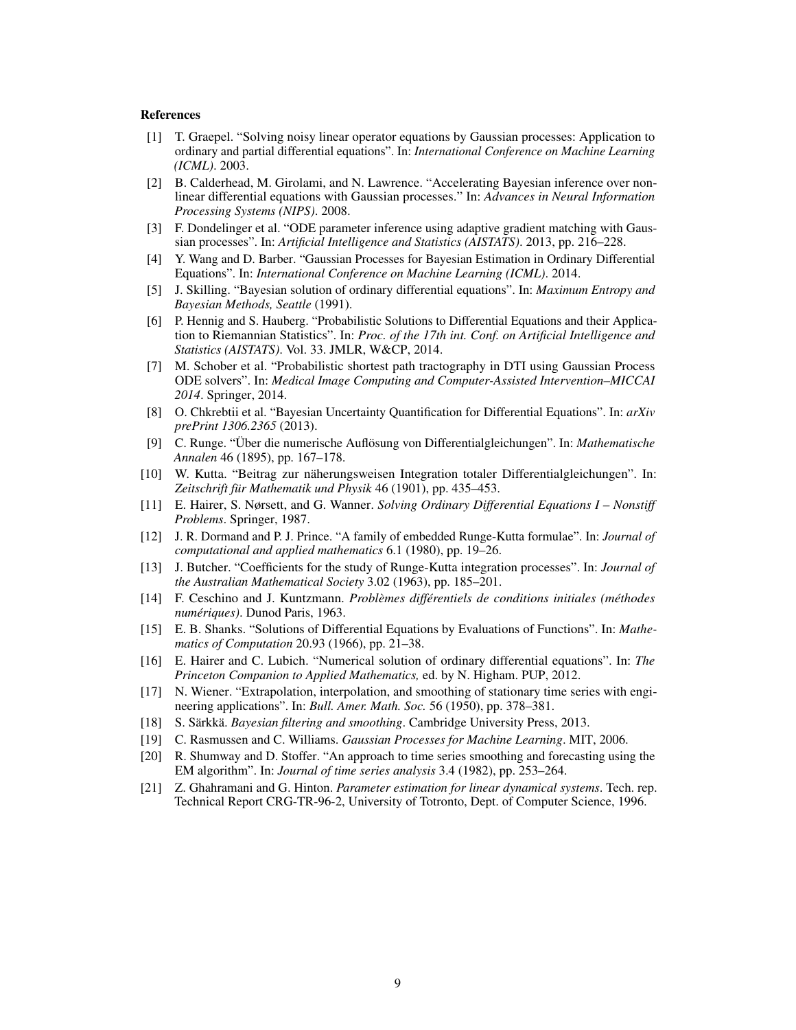## References

[1] T. Graepel. "Solving noisy linear operator equations by Gaussian processes: Application to ordinary and partial differential equations". In: *International Conference on Machine Learning (ICML)*. 2003.

[2] B. Calderhead, M. Girolami, and N. Lawrence. "Accelerating Bayesian inference over nonlinear differential equations with Gaussian processes." In: *Advances in Neural Information Processing Systems (NIPS)*. 2008.

[3] F. Dondelinger et al. "ODE parameter inference using adaptive gradient matching with Gaussian processes". In: *Artificial Intelligence and Statistics (AISTATS)*. 2013, pp. 216–228.

[4] Y. Wang and D. Barber. "Gaussian Processes for Bayesian Estimation in Ordinary Differential Equations". In: *International Conference on Machine Learning (ICML)*. 2014.

[5] J. Skilling. "Bayesian solution of ordinary differential equations". In: *Maximum Entropy and Bayesian Methods, Seattle* (1991).

[6] P. Hennig and S. Hauberg. "Probabilistic Solutions to Differential Equations and their Application to Riemannian Statistics". In: *Proc. of the 17th int. Conf. on Artificial Intelligence and Statistics (AISTATS)*. Vol. 33. JMLR, W&CP, 2014.

[7] M. Schober et al. "Probabilistic shortest path tractography in DTI using Gaussian Process ODE solvers". In: *Medical Image Computing and Computer-Assisted Intervention–MICCAI 2014*. Springer, 2014.

[8] O. Chkrebtii et al. "Bayesian Uncertainty Quantification for Differential Equations". In: *arXiv prePrint 1306.2365* (2013).

[9] C. Runge. "Über die numerische Auflösung von Differentialgleichungen". In: *Mathematische Annalen* 46 (1895), pp. 167–178.

[10] W. Kutta. "Beitrag zur näherungsweisen Integration totaler Differentialgleichungen". In: *Zeitschrift für Mathematik und Physik* 46 (1901), pp. 435–453.

[11] E. Hairer, S. Nørsett, and G. Wanner. *Solving Ordinary Differential Equations I – Nonstiff Problems*. Springer, 1987.

[12] J. R. Dormand and P. J. Prince. "A family of embedded Runge-Kutta formulae". In: *Journal of computational and applied mathematics* 6.1 (1980), pp. 19–26.

[13] J. Butcher. "Coefficients for the study of Runge-Kutta integration processes". In: *Journal of the Australian Mathematical Society* 3.02 (1963), pp. 185–201.

[14] F. Ceschino and J. Kuntzmann. *Problèmes différentiels de conditions initiales (méthodes numériques)*. Dunod Paris, 1963.

[15] E. B. Shanks. "Solutions of Differential Equations by Evaluations of Functions". In: *Mathematics of Computation* 20.93 (1966), pp. 21–38.

[16] E. Hairer and C. Lubich. "Numerical solution of ordinary differential equations". In: *The Princeton Companion to Applied Mathematics,* ed. by N. Higham. PUP, 2012.

[17] N. Wiener. "Extrapolation, interpolation, and smoothing of stationary time series with engineering applications". In: *Bull. Amer. Math. Soc.* 56 (1950), pp. 378–381.

[18] S. Särkkä. *Bayesian filtering and smoothing*. Cambridge University Press, 2013.

[19] C. Rasmussen and C. Williams. *Gaussian Processes for Machine Learning*. MIT, 2006.

[20] R. Shumway and D. Stoffer. "An approach to time series smoothing and forecasting using the EM algorithm". In: *Journal of time series analysis* 3.4 (1982), pp. 253–264.

[21] Z. Ghahramani and G. Hinton. *Parameter estimation for linear dynamical systems*. Tech. rep. Technical Report CRG-TR-96-2, University of Totronto, Dept. of Computer Science, 1996.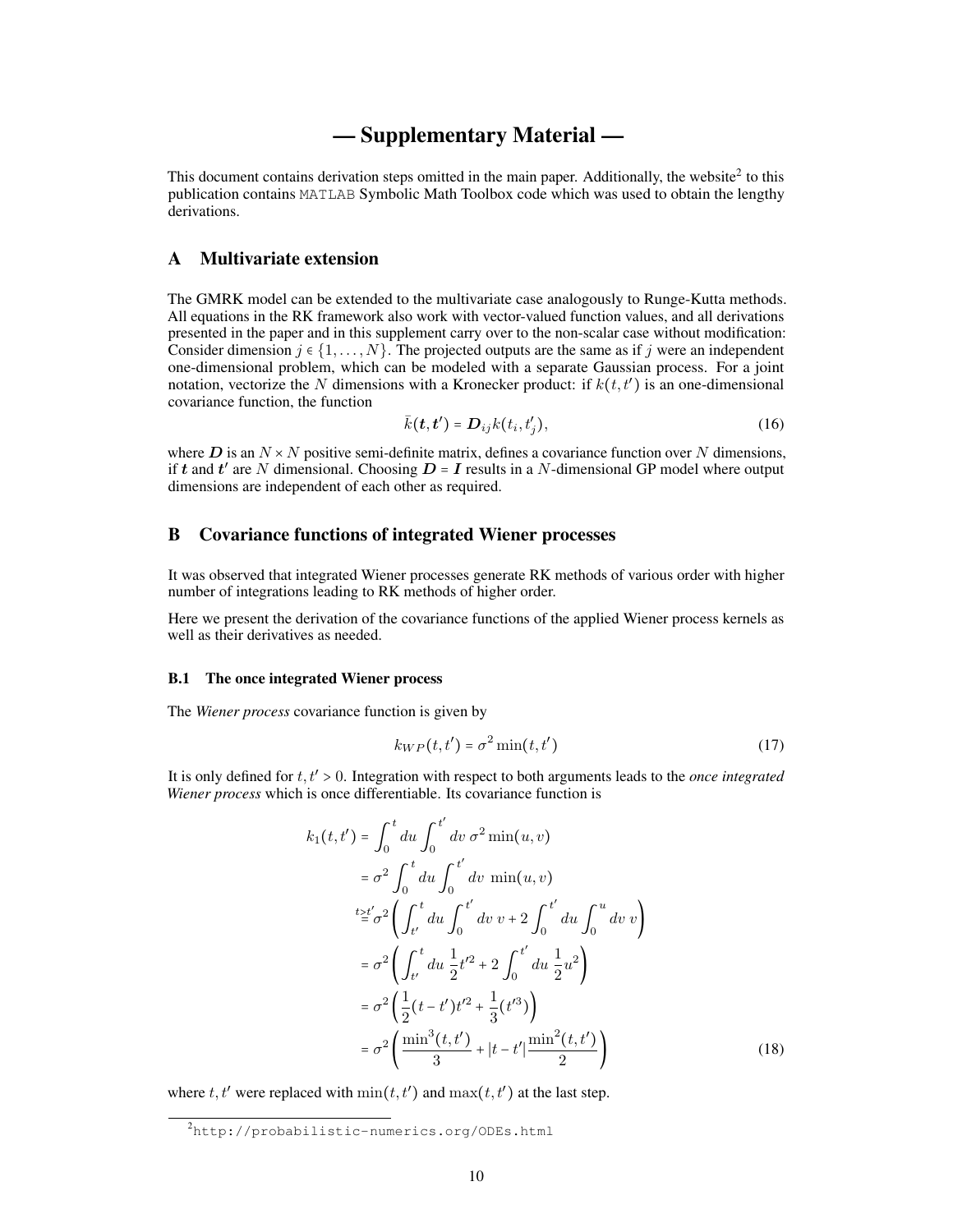# — Supplementary Material —

This document contains derivation steps omitted in the main paper. Additionally, the website[2] to this publication contains MATLAB Symbolic Math Toolbox code which was used to obtain the lengthy derivations.

## A Multivariate extension

The GMRK model can be extended to the multivariate case analogously to Runge-Kutta methods. All equations in the RK framework also work with vector-valued function values, and all derivations presented in the paper and in this supplement carry over to the non-scalar case without modification: Consider dimension $j \in \{1, \dots, N\}$. The projected outputs are the same as if $j$ were an independent one-dimensional problem, which can be modeled with a separate Gaussian process. For a joint notation, vectorize the $N$ dimensions with a Kronecker product: if $k(t, t')$ is an one-dimensional covariance function, the function

$$\bar{k}(\boldsymbol{t}, \boldsymbol{t}') = \boldsymbol{D}_{ij} k(t_i, t'_j), \tag{16}$$

where $\boldsymbol{D}$ is an $N \times N$ positive semi-definite matrix, defines a covariance function over $N$ dimensions, if $\boldsymbol{t}$ and $\boldsymbol{t}'$ are $N$ dimensional. Choosing $\boldsymbol{D} = \boldsymbol{I}$ results in a $N$-dimensional GP model where output dimensions are independent of each other as required.

## B Covariance functions of integrated Wiener processes

It was observed that integrated Wiener processes generate RK methods of various order with higher number of integrations leading to RK methods of higher order.

Here we present the derivation of the covariance functions of the applied Wiener process kernels as well as their derivatives as needed.

### B.1 The once integrated Wiener process

The *Wiener process* covariance function is given by

$$k_{WP}(t, t') = \sigma^2 \min(t, t') \tag{17}$$

It is only defined for $t, t' > 0$. Integration with respect to both arguments leads to the *once integrated Wiener process* which is once differentiable. Its covariance function is

$$\begin{aligned}
k_1(t, t') &= \int_0^t du \int_0^{t'} dv \; \sigma^2 \min(u, v) \\
&= \sigma^2 \int_0^t du \int_0^{t'} dv \; \min(u, v) \\
&\overset{t \geq t'}{=} \sigma^2 \left( \int_{t'}^t du \int_0^{t'} dv \; v + 2 \int_0^{t'} du \int_0^u dv \; v \right) \\
&= \sigma^2 \left( \int_{t'}^t du \; \frac{1}{2} t'^2 + 2 \int_0^{t'} du \; \frac{1}{2} u^2 \right) \\
&= \sigma^2 \left( \frac{1}{2}(t - t') t'^2 + \frac{1}{3}(t'^3) \right) \\
&= \sigma^2 \left( \frac{\min^3(t, t')}{3} + |t - t'| \frac{\min^2(t, t')}{2} \right)
\end{aligned} \tag{18}$$

where $t, t'$ were replaced with $\min(t, t')$ and $\max(t, t')$ at the last step.

[2] http://probabilistic-numerics.org/ODEs.html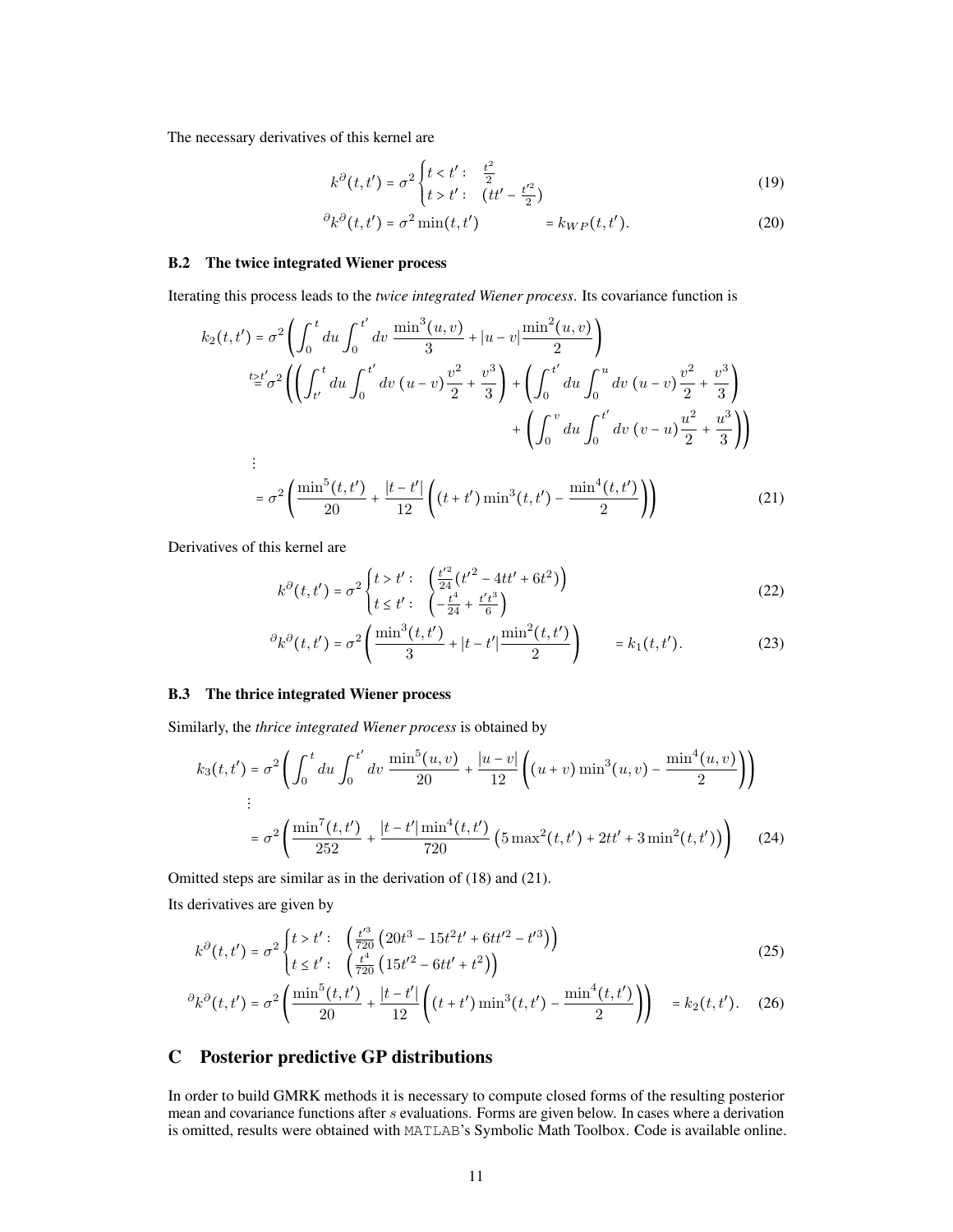The necessary derivatives of this kernel are

$$k^{\partial}(t,t') = \sigma^2 \begin{cases} t < t': & \frac{t^2}{2} \\ t > t': & (tt' - \frac{t'^2}{2}) \end{cases} \tag{19}$$

$$^{\partial}k^{\partial}(t,t') = \sigma^2 \min(t,t') \qquad = k_{WP}(t,t'). \tag{20}$$

### B.2 The twice integrated Wiener process

Iterating this process leads to the *twice integrated Wiener process*. Its covariance function is

$$\begin{aligned}
k_2(t,t') &= \sigma^2 \left( \int_0^t du \int_0^{t'} dv \, \frac{\min^3(u,v)}{3} + |u-v| \frac{\min^2(u,v)}{2} \right) \\
&\overset{t>t'}{=} \sigma^2 \left( \left( \int_{t'}^t du \int_0^{t'} dv \, (u-v)\frac{v^2}{2} + \frac{v^3}{3} \right) + \left( \int_0^{t'} du \int_0^u dv \, (u-v)\frac{v^2}{2} + \frac{v^3}{3} \right) \right. \\
&\qquad\qquad \left. + \left( \int_0^v du \int_0^{t'} dv \, (v-u)\frac{u^2}{2} + \frac{u^3}{3} \right) \right) \\
&\vdots \\
&= \sigma^2 \left( \frac{\min^5(t,t')}{20} + \frac{|t-t'|}{12} \left( (t+t')\min^3(t,t') - \frac{\min^4(t,t')}{2} \right) \right)
\end{aligned} \tag{21}$$

Derivatives of this kernel are

$$k^{\partial}(t,t') = \sigma^2 \begin{cases} t > t': & \left( \frac{t'^2}{24}(t'^2 - 4tt' + 6t^2) \right) \\ t \leq t': & \left( -\frac{t^4}{24} + \frac{t't^3}{6} \right) \end{cases} \tag{22}$$

$$^{\partial}k^{\partial}(t,t') = \sigma^2 \left( \frac{\min^3(t,t')}{3} + |t-t'| \frac{\min^2(t,t')}{2} \right) \qquad = k_1(t,t'). \tag{23}$$

### B.3 The thrice integrated Wiener process

Similarly, the *thrice integrated Wiener process* is obtained by

$$\begin{aligned}
k_3(t,t') &= \sigma^2 \left( \int_0^t du \int_0^{t'} dv \, \frac{\min^5(u,v)}{20} + \frac{|u-v|}{12} \left( (u+v)\min^3(u,v) - \frac{\min^4(u,v)}{2} \right) \right) \\
&\vdots \\
&= \sigma^2 \left( \frac{\min^7(t,t')}{252} + \frac{|t-t'|\min^4(t,t')}{720} \left( 5\max^2(t,t') + 2tt' + 3\min^2(t,t') \right) \right)
\end{aligned} \tag{24}$$

Omitted steps are similar as in the derivation of (18) and (21).

Its derivatives are given by

$$k^{\partial}(t,t') = \sigma^2 \begin{cases} t > t': & \left( \frac{t'^3}{720} \left( 20t^3 - 15t^2t' + 6tt'^2 - t'^3 \right) \right) \\ t \leq t': & \left( \frac{t^4}{720} \left( 15t'^2 - 6tt' + t^2 \right) \right) \end{cases} \tag{25}$$

$$^{\partial}k^{\partial}(t,t') = \sigma^2 \left( \frac{\min^5(t,t')}{20} + \frac{|t-t'|}{12} \left( (t+t')\min^3(t,t') - \frac{\min^4(t,t')}{2} \right) \right) \quad = k_2(t,t'). \tag{26}$$

## C Posterior predictive GP distributions

In order to build GMRK methods it is necessary to compute closed forms of the resulting posterior mean and covariance functions after $s$ evaluations. Forms are given below. In cases where a derivation is omitted, results were obtained with MATLAB's Symbolic Math Toolbox. Code is available online.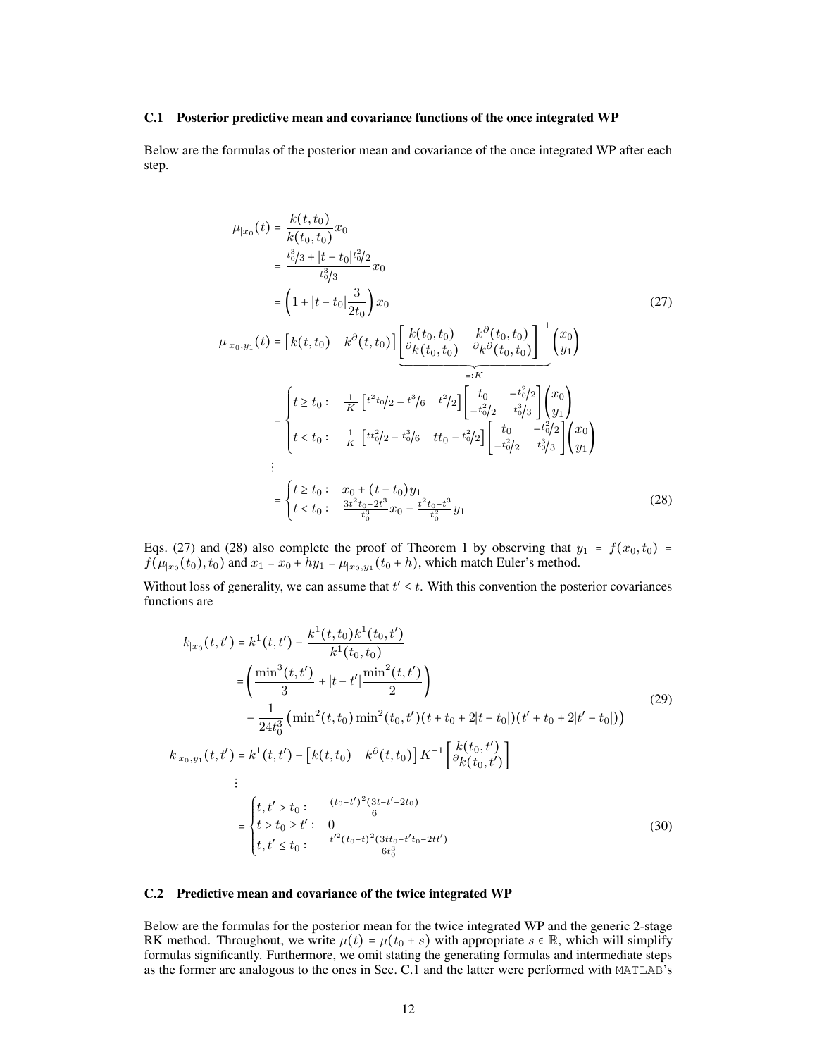### C.1 Posterior predictive mean and covariance functions of the once integrated WP

Below are the formulas of the posterior mean and covariance of the once integrated WP after each step.

$$
\begin{aligned}
\mu_{|x_0}(t) &= \frac{k(t,t_0)}{k(t_0,t_0)} x_0 \\
&= \frac{t_0^3/3 + |t-t_0| t_0^2/2}{t_0^3/3} x_0 \\
&= \left(1 + |t-t_0| \frac{3}{2t_0}\right) x_0
\end{aligned}
\tag{27}
$$

$$
\begin{aligned}
\mu_{|x_0,y_1}(t) &= \begin{bmatrix} k(t,t_0) & k^{\partial}(t,t_0) \end{bmatrix} \underbrace{\begin{bmatrix} k(t_0,t_0) & k^{\partial}(t_0,t_0) \\ {}^{\partial}k(t_0,t_0) & {}^{\partial}k^{\partial}(t_0,t_0) \end{bmatrix}^{-1}}_{=:K} \begin{pmatrix} x_0 \\ y_1 \end{pmatrix} \\
&= \begin{cases} t \geq t_0: & \frac{1}{|K|} \begin{bmatrix} t^2 t_0/2 - t^3/6 & t^2/2 \end{bmatrix} \begin{bmatrix} t_0 & -t_0^2/2 \\ -t_0^2/2 & t_0^3/3 \end{bmatrix} \begin{pmatrix} x_0 \\ y_1 \end{pmatrix} \\ t < t_0: & \frac{1}{|K|} \begin{bmatrix} t t_0^2/2 - t_0^3/6 & t t_0 - t_0^2/2 \end{bmatrix} \begin{bmatrix} t_0 & -t_0^2/2 \\ -t_0^2/2 & t_0^3/3 \end{bmatrix} \begin{pmatrix} x_0 \\ y_1 \end{pmatrix} \end{cases} \\
&\vdots \\
&= \begin{cases} t \geq t_0: & x_0 + (t - t_0) y_1 \\ t < t_0: & \frac{3t^2 t_0 - 2t^3}{t_0^3} x_0 - \frac{t^2 t_0 - t^3}{t_0^2} y_1 \end{cases}
\end{aligned}
\tag{28}
$$

Eqs. (27) and (28) also complete the proof of Theorem 1 by observing that $y_1 = f(x_0, t_0) = f(\mu_{|x_0}(t_0), t_0)$ and $x_1 = x_0 + h y_1 = \mu_{|x_0,y_1}(t_0 + h)$, which match Euler's method.

Without loss of generality, we can assume that $t' \leq t$. With this convention the posterior covariances functions are

$$
\begin{aligned}
k_{|x_0}(t,t') &= k^1(t,t') - \frac{k^1(t,t_0) k^1(t_0,t')}{k^1(t_0,t_0)} \\
&= \left( \frac{\min^3(t,t')}{3} + |t-t'| \frac{\min^2(t,t')}{2} \right) \\
&\quad - \frac{1}{24 t_0^3} \left( \min^2(t,t_0) \min^2(t_0,t') (t + t_0 + 2|t-t_0|)(t' + t_0 + 2|t'-t_0|) \right)
\end{aligned}
\tag{29}
$$

$$
\begin{aligned}
k_{|x_0,y_1}(t,t') &= k^1(t,t') - \begin{bmatrix} k(t,t_0) & k^{\partial}(t,t_0) \end{bmatrix} K^{-1} \begin{bmatrix} k(t_0,t') \\ {}^{\partial}k(t_0,t') \end{bmatrix} \\
&\vdots \\
&= \begin{cases} t, t' > t_0: & \frac{(t_0 - t')^2 (3t - t' - 2t_0)}{6} \\ t > t_0 \geq t': & 0 \\ t, t' \leq t_0: & \frac{t'^2 (t_0 - t)^2 (3 t t_0 - t' t_0 - 2 t t')}{6 t_0^3} \end{cases}
\end{aligned}
\tag{30}
$$

### C.2 Predictive mean and covariance of the twice integrated WP

Below are the formulas for the posterior mean for the twice integrated WP and the generic 2-stage RK method. Throughout, we write $\mu(t) = \mu(t_0 + s)$ with appropriate $s \in \mathbb{R}$, which will simplify formulas significantly. Furthermore, we omit stating the generating formulas and intermediate steps as the former are analogous to the ones in Sec. C.1 and the latter were performed with `MATLAB`'s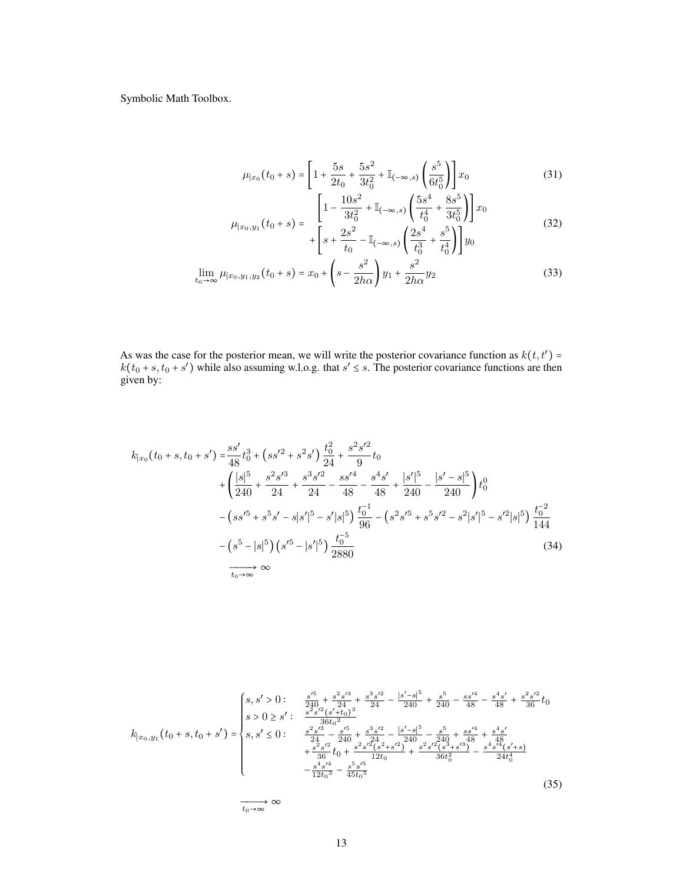Symbolic Math Toolbox.

$$\mu_{|x_0}(t_0+s) = \left[1 + \frac{5s}{2t_0} + \frac{5s^2}{3t_0^2} + \mathbb{I}_{(-\infty,s)}\left(\frac{s^5}{6t_0^5}\right)\right] x_0 \tag{31}$$

$$\mu_{|x_0,y_1}(t_0+s) = \begin{array}{l} \left[1 - \dfrac{10s^2}{3t_0^2} + \mathbb{I}_{(-\infty,s)}\left(\dfrac{5s^4}{t_0^4} + \dfrac{8s^5}{3t_0^5}\right)\right] x_0 \\ + \left[s + \dfrac{2s^2}{t_0} - \mathbb{I}_{(-\infty,s)}\left(\dfrac{2s^4}{t_0^3} + \dfrac{s^5}{t_0^4}\right)\right] y_0 \end{array} \tag{32}$$

$$\lim_{t_0\to\infty} \mu_{|x_0,y_1,y_2}(t_0+s) = x_0 + \left(s - \frac{s^2}{2h\alpha}\right) y_1 + \frac{s^2}{2h\alpha} y_2 \tag{33}$$

As was the case for the posterior mean, we will write the posterior covariance function as $k(t,t') = k(t_0+s, t_0+s')$ while also assuming w.l.o.g. that $s' \le s$. The posterior covariance functions are then given by:

$$\begin{aligned} k_{|x_0}(t_0+s, t_0+s') = & \frac{ss'}{48} t_0^3 + \left(ss'^2 + s^2 s'\right) \frac{t_0^2}{24} + \frac{s^2 s'^2}{9} t_0 \\ & + \left(\frac{|s|^5}{240} + \frac{s^2 s'^3}{24} + \frac{s^3 s'^2}{24} - \frac{ss'^4}{48} - \frac{s^4 s'}{48} + \frac{|s'|^5}{240} - \frac{|s'-s|^5}{240}\right) t_0^0 \\ & - \left(ss'^5 + s^5 s' - s|s'|^5 - s'|s|^5\right) \frac{t_0^{-1}}{96} - \left(s^2 s'^5 + s^5 s'^2 - s^2 |s'|^5 - s'^2 |s|^5\right) \frac{t_0^{-2}}{144} \\ & - \left(s^5 - |s|^5\right)\left(s'^5 - |s'|^5\right) \frac{t_0^{-5}}{2880} \\ & \xrightarrow[t_0\to\infty]{} \infty \end{aligned} \tag{34}$$

$$k_{|x_0,y_1}(t_0+s, t_0+s') = \begin{cases} s, s' > 0: & \frac{s'^5}{240} + \frac{s^2 s'^3}{24} + \frac{s^3 s'^2}{24} - \frac{|s'-s|^5}{240} + \frac{s^5}{240} - \frac{ss'^4}{48} - \frac{s^4 s'}{48} + \frac{s^2 s'^2}{36} t_0 \\ s > 0 \ge s': & \frac{s^2 s'^2 (s'+t_0)^3}{36 t_0^2} \\ s, s' \le 0: & \frac{s^2 s'^3}{24} - \frac{s'^5}{240} + \frac{s^3 s'^2}{24} - \frac{|s'-s|^5}{240} - \frac{s^5}{240} + \frac{ss'^4}{48} + \frac{s^4 s'}{48} \\ & + \frac{s^2 s'^2}{36} t_0 + \frac{s^2 s'^2 (s^2 + s'^2)}{12 t_0} + \frac{s^2 s'^2 (s^3 + s'^3)}{36 t_0^2} - \frac{s^4 s'^4 (s'+s)}{24 t_0^4} \\ & - \frac{s^4 s'^4}{12 t_0^3} - \frac{s^5 s'^5}{45 t_0^5} \end{cases} \tag{35}$$

$$\xrightarrow[t_0\to\infty]{} \infty$$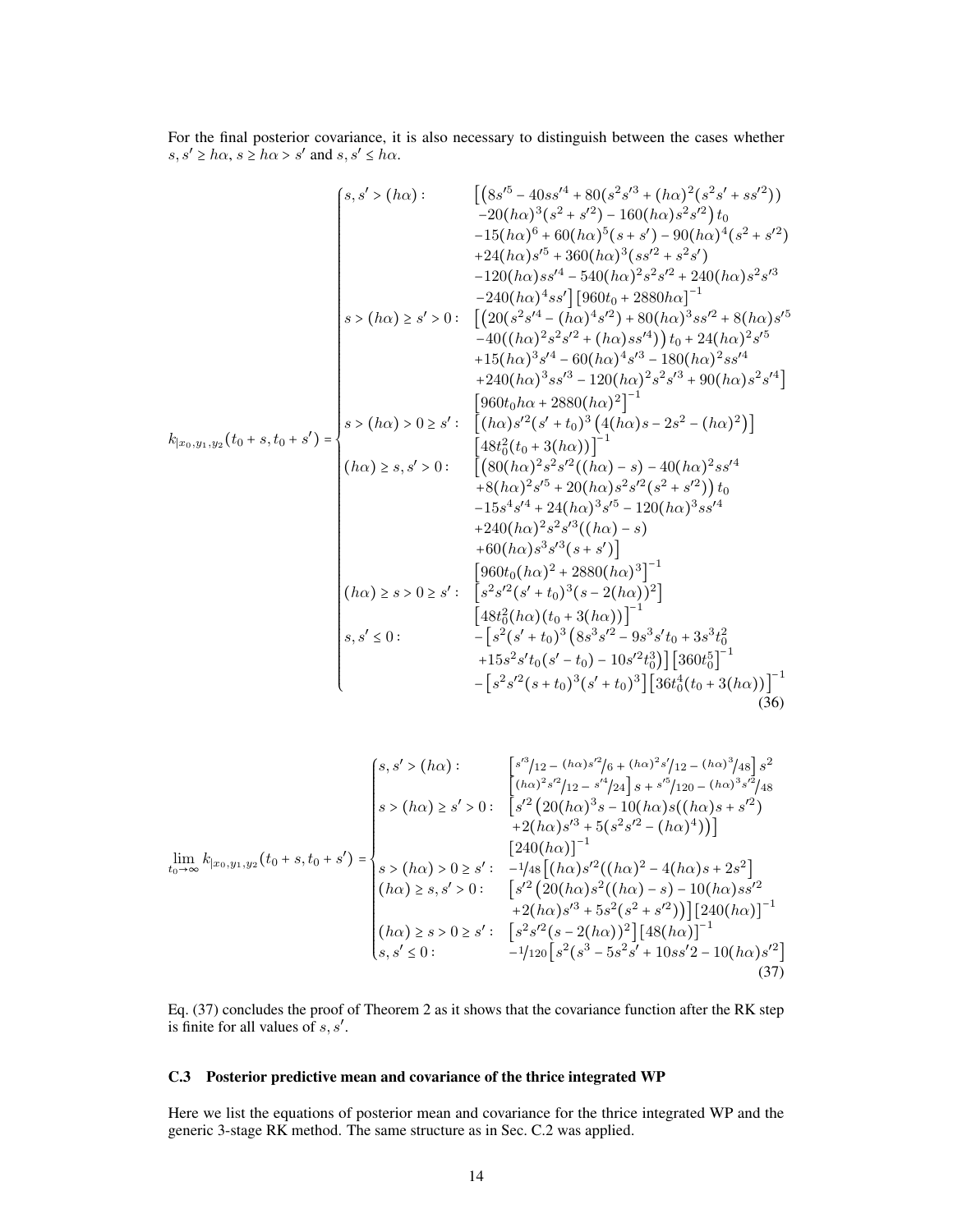For the final posterior covariance, it is also necessary to distinguish between the cases whether $s, s' \geq h\alpha$, $s \geq h\alpha > s'$ and $s, s' \leq h\alpha$.

$$
k_{|x_0,y_1,y_2}(t_0+s, t_0+s') = \begin{cases}
s, s' > (h\alpha): & \Big[\big(8s'^5 - 40ss'^4 + 80(s^2s'^3 + (h\alpha)^2(s^2s' + ss'^2)) \\
& -20(h\alpha)^3(s^2+s'^2) - 160(h\alpha)s^2s'^2\big)t_0 \\
& -15(h\alpha)^6 + 60(h\alpha)^5(s+s') - 90(h\alpha)^4(s^2+s'^2) \\
& +24(h\alpha)s'^5 + 360(h\alpha)^3(ss'^2 + s^2s') \\
& -120(h\alpha)ss'^4 - 540(h\alpha)^2s^2s'^2 + 240(h\alpha)s^2s'^3 \\
& -240(h\alpha)^4ss'\Big]\big[960t_0 + 2880h\alpha\big]^{-1} \\
s > (h\alpha) \geq s' > 0: & \Big[\big(20(s^2s'^4 - (h\alpha)^4s'^2) + 80(h\alpha)^3ss'^2 + 8(h\alpha)s'^5 \\
& -40((h\alpha)^2s^2s'^2 + (h\alpha)ss'^4)\big)t_0 + 24(h\alpha)^2s'^5 \\
& +15(h\alpha)^3s'^4 - 60(h\alpha)^4s'^3 - 180(h\alpha)^2ss'^4 \\
& +240(h\alpha)^3ss'^3 - 120(h\alpha)^2s^2s'^3 + 90(h\alpha)s^2s'^4\Big] \\
& \big[960t_0h\alpha + 2880(h\alpha)^2\big]^{-1} \\
s > (h\alpha) > 0 \geq s': & \Big[(h\alpha)s'^2(s'+t_0)^3\big(4(h\alpha)s - 2s^2 - (h\alpha)^2\big)\Big] \\
& \big[48t_0^2(t_0 + 3(h\alpha))\big]^{-1} \\
(h\alpha) \geq s, s' > 0: & \Big[\big(80(h\alpha)^2s^2s'^2((h\alpha) - s) - 40(h\alpha)^2ss'^4 \\
& +8(h\alpha)^2s'^5 + 20(h\alpha)s^2s'^2(s^2+s'^2)\big)t_0 \\
& -15s^4s'^4 + 24(h\alpha)^3s'^5 - 120(h\alpha)^3ss'^4 \\
& +240(h\alpha)^2s^2s'^3((h\alpha) - s) \\
& +60(h\alpha)s^3s'^3(s+s')\Big] \\
& \big[960t_0(h\alpha)^2 + 2880(h\alpha)^3\big]^{-1} \\
(h\alpha) \geq s > 0 \geq s': & \Big[s^2s'^2(s'+t_0)^3(s - 2(h\alpha))^2\Big] \\
& \big[48t_0^2(h\alpha)(t_0 + 3(h\alpha))\big]^{-1} \\
s, s' \leq 0: & -\Big[s^2(s'+t_0)^3\big(8s^3s'^2 - 9s^3s't_0 + 3s^3t_0^2 \\
& +15s^2s't_0(s'-t_0) - 10s'^2t_0^3\big)\Big]\big[360t_0^5\big]^{-1} \\
& -\Big[s^2s'^2(s+t_0)^3(s'+t_0)^3\Big]\big[36t_0^4(t_0 + 3(h\alpha))\big]^{-1}
\end{cases} \tag{36}
$$

$$
\lim_{t_0\to\infty} k_{|x_0,y_1,y_2}(t_0+s, t_0+s') = \begin{cases}
s, s' > (h\alpha): & \Big[{s'^3}/{12} - {(h\alpha)s'^2}/{6} + {(h\alpha)^2s'}/{12} - {(h\alpha)^3}/{48}\Big]s^2 \\
& \Big[{(h\alpha)^2s'^2}/{12} - {s'^4}/{24}\Big]s + {s'^5}/{120} - {(h\alpha)^3s'^2}/{48} \\
s > (h\alpha) \geq s' > 0: & \Big[s'^2\big(20(h\alpha)^3s - 10(h\alpha)s((h\alpha)s + s'^2) \\
& +2(h\alpha)s'^3 + 5(s^2s'^2 - (h\alpha)^4)\big)\Big] \\
& \big[240(h\alpha)\big]^{-1} \\
s > (h\alpha) > 0 \geq s': & -{1}/{48}\Big[(h\alpha)s'^2((h\alpha)^2 - 4(h\alpha)s + 2s^2\Big] \\
(h\alpha) \geq s, s' > 0: & \Big[s'^2\big(20(h\alpha)s^2((h\alpha) - s) - 10(h\alpha)ss'^2 \\
& +2(h\alpha)s'^3 + 5s^2(s^2+s'^2)\big)\Big]\big[240(h\alpha)\big]^{-1} \\
(h\alpha) \geq s > 0 \geq s': & \Big[s^2s'^2(s - 2(h\alpha))^2\Big]\big[48(h\alpha)\big]^{-1} \\
s, s' \leq 0: & -{1}/{120}\Big[s^2(s^3 - 5s^2s' + 10ss'2 - 10(h\alpha)s'^2\Big]
\end{cases} \tag{37}
$$

Eq. (37) concludes the proof of Theorem 2 as it shows that the covariance function after the RK step is finite for all values of $s, s'$.

### C.3 Posterior predictive mean and covariance of the thrice integrated WP

Here we list the equations of posterior mean and covariance for the thrice integrated WP and the generic 3-stage RK method. The same structure as in Sec. C.2 was applied.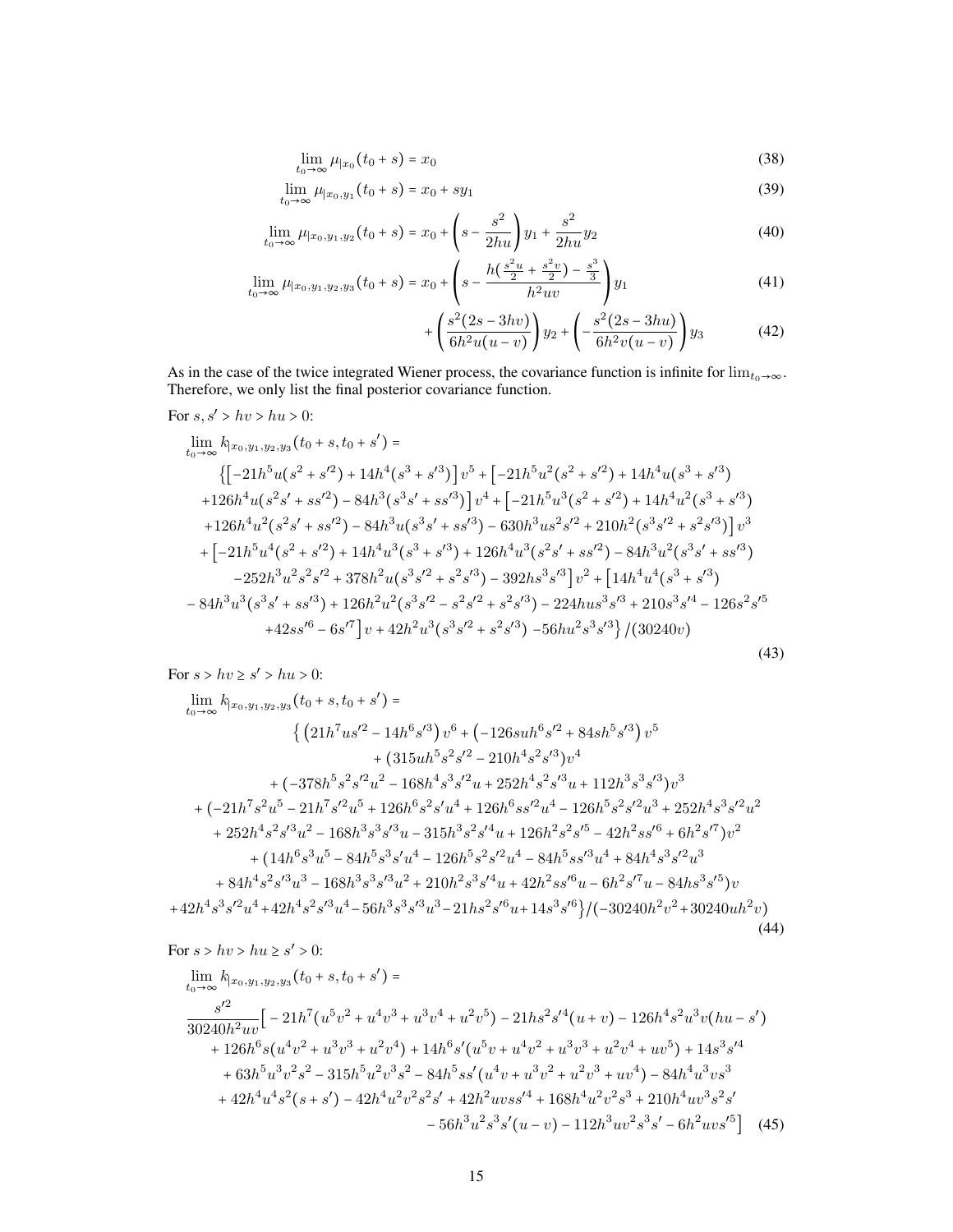$$\lim_{t_0\to\infty} \mu_{|x_0}(t_0+s) = x_0 \tag{38}$$

$$\lim_{t_0\to\infty} \mu_{|x_0,y_1}(t_0+s) = x_0 + sy_1 \tag{39}$$

$$\lim_{t_0\to\infty} \mu_{|x_0,y_1,y_2}(t_0+s) = x_0 + \left(s - \frac{s^2}{2hu}\right) y_1 + \frac{s^2}{2hu} y_2 \tag{40}$$

$$\lim_{t_0\to\infty} \mu_{|x_0,y_1,y_2,y_3}(t_0+s) = x_0 + \left(s - \frac{h(\frac{s^2u}{2} + \frac{s^2v}{2}) - \frac{s^3}{3}}{h^2uv}\right) y_1 \tag{41}$$

$$+ \left(\frac{s^2(2s-3hv)}{6h^2u(u-v)}\right) y_2 + \left(-\frac{s^2(2s-3hu)}{6h^2v(u-v)}\right) y_3 \tag{42}$$

As in the case of the twice integrated Wiener process, the covariance function is infinite for $\lim_{t_0\to\infty}$. Therefore, we only list the final posterior covariance function.

For $s, s' > hv > hu > 0$:

$$\begin{aligned}
&\lim_{t_0\to\infty} k_{|x_0,y_1,y_2,y_3}(t_0+s, t_0+s') = \\
&\Big\{\big[-21h^5u(s^2+s'^2) + 14h^4(s^3+s'^3)\big]v^5 + \big[-21h^5u^2(s^2+s'^2) + 14h^4u(s^3+s'^3) \\
&+126h^4u(s^2s'+ss'^2) - 84h^3(s^3s'+ss'^3)\big]v^4 + \big[-21h^5u^3(s^2+s'^2) + 14h^4u^2(s^3+s'^3) \\
&+126h^4u^2(s^2s'+ss'^2) - 84h^3u(s^3s'+ss'^3) - 630h^3us^2s'^2 + 210h^2(s^3s'^2+s^2s'^3)\big]v^3 \\
&+\big[-21h^5u^4(s^2+s'^2) + 14h^4u^3(s^3+s'^3) + 126h^4u^3(s^2s'+ss'^2) - 84h^3u^2(s^3s'+ss'^3) \\
&-252h^3u^2s^2s'^2 + 378h^2u(s^3s'^2+s^2s'^3) - 392hs^3s'^3\big]v^2 + \big[14h^4u^4(s^3+s'^3) \\
&-84h^3u^3(s^3s'+ss'^3) + 126h^2u^2(s^3s'^2-s^2s'^2+s^2s'^3) - 224hus^3s'^3 + 210s^3s'^4 - 126s^2s'^5 \\
&+42ss'^6 - 6s'^7\big]v + 42h^2u^3(s^3s'^2+s^2s'^3) - 56hu^2s^3s'^3\Big\}/(30240v)
\end{aligned} \tag{43}$$

For $s > hv \geq s' > hu > 0$:

$$\begin{aligned}
&\lim_{t_0\to\infty} k_{|x_0,y_1,y_2,y_3}(t_0+s, t_0+s') = \\
&\Big\{\left(21h^7us'^2 - 14h^6s'^3\right)v^6 + \left(-126suh^6s'^2 + 84sh^5s'^3\right)v^5 \\
&+ (315uh^5s^2s'^2 - 210h^4s^2s'^3)v^4 \\
&+ (-378h^5s^2s'^2u^2 - 168h^4s^3s'^2u + 252h^4s^2s'^3u + 112h^3s^3s'^3)v^3 \\
&+ (-21h^7s^2u^5 - 21h^7s'^2u^5 + 126h^6s^2s'u^4 + 126h^6ss'^2u^4 - 126h^5s^2s'^2u^3 + 252h^4s^3s'^2u^2 \\
&+ 252h^4s^2s'^3u^2 - 168h^3s^3s'^3u - 315h^3s^2s'^4u + 126h^2s^2s'^5 - 42h^2ss'^6 + 6h^2s'^7)v^2 \\
&+ (14h^6s^3u^5 - 84h^5s^3s'u^4 - 126h^5s^2s'^2u^4 - 84h^5ss'^3u^4 + 84h^4s^3s'^2u^3 \\
&+ 84h^4s^2s'^3u^3 - 168h^3s^3s'^3u^2 + 210h^2s^3s'^4u + 42h^2ss'^6u - 6h^2s'^7u - 84hs^3s'^5)v \\
&+42h^4s^3s'^2u^4 + 42h^4s^2s'^3u^4 - 56h^3s^3s'^3u^3 - 21hs^2s'^6u + 14s^3s'^6\Big\}/(-30240h^2v^2 + 30240uh^2v)
\end{aligned} \tag{44}$$

For $s > hv > hu \geq s' > 0$:

$$\begin{aligned}
&\lim_{t_0\to\infty} k_{|x_0,y_1,y_2,y_3}(t_0+s, t_0+s') = \\
&\frac{s'^2}{30240h^2uv}\Big[-21h^7(u^5v^2+u^4v^3+u^3v^4+u^2v^5) - 21hs^2s'^4(u+v) - 126h^4s^2u^3v(hu-s') \\
&+ 126h^6s(u^4v^2+u^3v^3+u^2v^4) + 14h^6s'(u^5v+u^4v^2+u^3v^3+u^2v^4+uv^5) + 14s^3s'^4 \\
&+ 63h^5u^3v^2s^2 - 315h^5u^2v^3s^2 - 84h^5ss'(u^4v+u^3v^2+u^2v^3+uv^4) - 84h^4u^3vs^3 \\
&+ 42h^4u^4s^2(s+s') - 42h^4u^2v^2s^2s' + 42h^2uvss'^4 + 168h^4u^2v^2s^3 + 210h^4uv^3s^2s' \\
&- 56h^3u^2s^3s'(u-v) - 112h^3uv^2s^3s' - 6h^2uvs'^5\Big]
\end{aligned} \tag{45}$$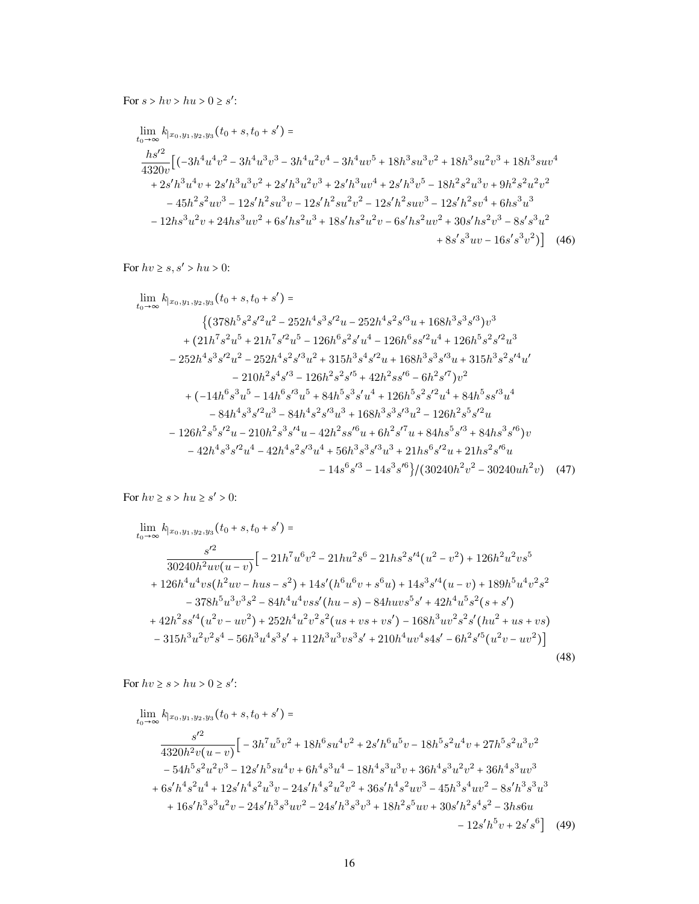For $s > hv > hu > 0 \geq s'$:

$$\lim_{t_0\to\infty} k_{|x_0,y_1,y_2,y_3}(t_0+s,t_0+s') = \frac{hs'^2}{4320v}\Big[(-3h^4u^4v^2 - 3h^4u^3v^3 - 3h^4u^2v^4 - 3h^4uv^5 + 18h^3su^3v^2 + 18h^3su^2v^3 + 18h^3suv^4 + 2s'h^3u^4v + 2s'h^3u^3v^2 + 2s'h^3u^2v^3 + 2s'h^3uv^4 + 2s'h^3v^5 - 18h^2s^2u^3v + 9h^2s^2u^2v^2 - 45h^2s^2uv^3 - 12s'h^2su^3v - 12s'h^2su^2v^2 - 12s'h^2suv^3 - 12s'h^2sv^4 + 6hs^3u^3 - 12hs^3u^2v + 24hs^3uv^2 + 6s'hs^2u^3 + 18s'hs^2u^2v - 6s'hs^2uv^2 + 30s'hs^2v^3 - 8s's^3u^2 + 8s's^3uv - 16s's^3v^2)\Big] \quad (46)$$

For $hv \geq s, s' > hu > 0$:

$$\lim_{t_0\to\infty} k_{|x_0,y_1,y_2,y_3}(t_0+s,t_0+s') = \big\{(378h^5s^2s'^2u^2 - 252h^4s^3s'^2u - 252h^4s^2s'^3u + 168h^3s^3s'^3)v^3 + (21h^7s^2u^5 + 21h^7s'^2u^5 - 126h^6s^2s'u^4 - 126h^6ss'^2u^4 + 126h^5s^2s'^2u^3 - 252h^4s^3s'^2u^2 - 252h^4s^2s'^3u^2 + 315h^3s^4s'^2u + 168h^3s^3s'^3u + 315h^3s^2s'^4u' - 210h^2s^4s'^3 - 126h^2s^2s'^5 + 42h^2ss'^6 - 6h^2s'^7)v^2 + (-14h^6s^3u^5 - 14h^6s'^3u^5 + 84h^5s^3s'u^4 + 126h^5s^2s'^2u^4 + 84h^5ss'^3u^4 - 84h^4s^3s'^2u^3 - 84h^4s^2s'^3u^3 + 168h^3s^3s'^3u^2 - 126h^2s^5s'^2u - 126h^2s^5s'^2u - 210h^2s^3s'^4u - 42h^2ss'^6u + 6h^2s'^7u + 84hs^5s'^3 + 84hs^3s'^6)v - 42h^4s^3s'^2u^4 - 42h^4s^2s'^3u^4 + 56h^3s^3s'^3u^3 + 21hs^6s'^2u + 21hs^2s'^6u - 14s^6s'^3 - 14s^3s'^6\big\}/(30240h^2v^2 - 30240uh^2v) \quad (47)$$

For $hv \geq s > hu \geq s' > 0$:

$$\lim_{t_0\to\infty} k_{|x_0,y_1,y_2,y_3}(t_0+s,t_0+s') = \frac{s'^2}{30240h^2uv(u-v)}\Big[-21h^7u^6v^2 - 21hu^2s^6 - 21hs^2s'^4(u^2-v^2) + 126h^2u^2vs^5 + 126h^4u^4vs(h^2uv - hus - s^2) + 14s'(h^6u^6v + s^6u) + 14s^3s'^4(u-v) + 189h^5u^4v^2s^2 - 378h^5u^3v^3s^2 - 84h^4u^4vss'(hu-s) - 84huvs^5s' + 42h^4u^5s^2(s+s') + 42h^2ss'^4(u^2v - uv^2) + 252h^4u^2v^2s^2(us+vs+vs') - 168h^3uv^2s^2s'(hu^2+us+vs) - 315h^3u^2v^2s^4 - 56h^3u^4s^3s' + 112h^3u^3vs^3s' + 210h^4uv^4s4s' - 6h^2s'^5(u^2v - uv^2)\Big] \quad (48)$$

For $hv \geq s > hu > 0 \geq s'$:

$$\lim_{t_0\to\infty} k_{|x_0,y_1,y_2,y_3}(t_0+s,t_0+s') = \frac{s'^2}{4320h^2v(u-v)}\Big[-3h^7u^5v^2 + 18h^6su^4v^2 + 2s'h^6u^5v - 18h^5s^2u^4v + 27h^5s^2u^3v^2 - 54h^5s^2u^2v^3 - 12s'h^5su^4v + 6h^4s^3u^4 - 18h^4s^3u^3v + 36h^4s^3u^2v^2 + 36h^4s^3uv^3 + 6s'h^4s^2u^4 + 12s'h^4s^2u^3v - 24s'h^4s^2u^2v^2 + 36s'h^4s^2uv^3 - 45h^3s^4uv^2 - 8s'h^3s^3u^3 + 16s'h^3s^3u^2v - 24s'h^3s^3uv^2 - 24s'h^3s^3v^3 + 18h^2s^5uv + 30s'h^2s^4s^2 - 3hs6u - 12s'h^5v + 2s's^6\Big] \quad (49)$$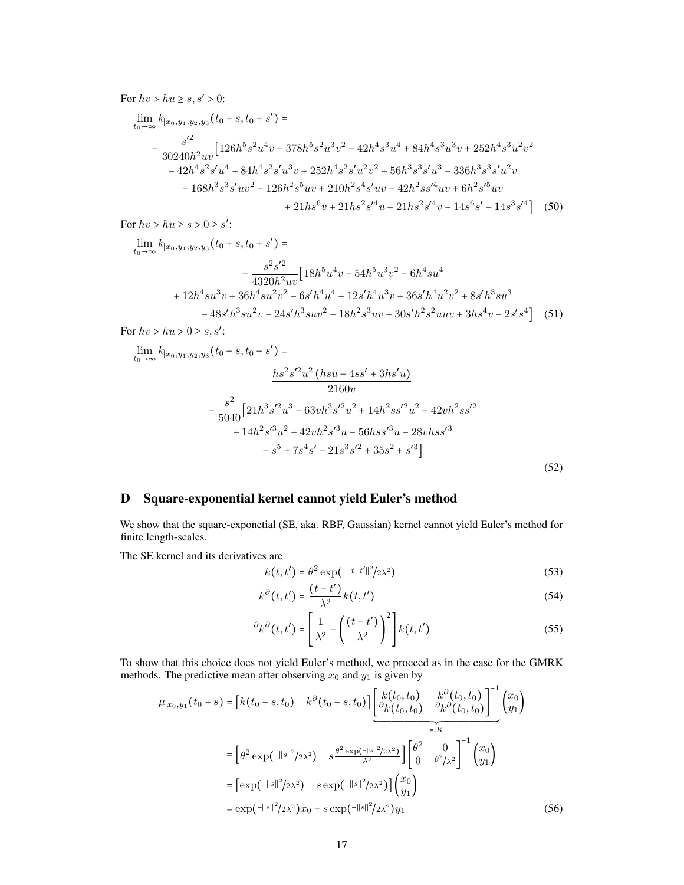For $hv > hu \geq s, s' > 0$:

$$
\begin{aligned}
\lim_{t_0 \to \infty} k_{|x_0,y_1,y_2,y_3}(t_0 + s, t_0 + s') = \\
-\frac{s'^2}{30240h^2uv}\big[126h^5s^2u^4v - 378h^5s^2u^3v^2 - 42h^4s^3u^4 + 84h^4s^3u^3v + 252h^4s^3u^2v^2 \\
- 42h^4s^2s'u^4 + 84h^4s^2s'u^3v + 252h^4s^2s'u^2v^2 + 56h^3s^3s'u^3 - 336h^3s^3s'u^2v \\
- 168h^3s^3s'uv^2 - 126h^2s^5uv + 210h^2s^4s'uv - 42h^2ss'^4uv + 6h^2s'^5uv \\
+ 21hs^6v + 21hs^2s'^4u + 21hs^2s'^4v - 14s^6s' - 14s^3s'^4\big]
\end{aligned}
\tag{50}
$$

For $hv > hu \geq s > 0 \geq s'$:

$$
\begin{aligned}
\lim_{t_0 \to \infty} k_{|x_0,y_1,y_2,y_3}(t_0 + s, t_0 + s') = \\
-\frac{s^2s'^2}{4320h^2uv}\big[18h^5u^4v - 54h^5u^3v^2 - 6h^4su^4 \\
+ 12h^4su^3v + 36h^4su^2v^2 - 6s'h^4u^4 + 12s'h^4u^3v + 36s'h^4u^2v^2 + 8s'h^3su^3 \\
- 48s'h^3su^2v - 24s'h^3suv^2 - 18h^2s^3uv + 30s'h^2s^2uuv + 3hs^4v - 2s's^4\big]
\end{aligned}
\tag{51}
$$

For $hv > hu > 0 \geq s, s'$:

$$
\begin{aligned}
\lim_{t_0 \to \infty} k_{|x_0,y_1,y_2,y_3}(t_0 + s, t_0 + s') = \\
\frac{hs^2s'^2u^2\,(hsu - 4ss' + 3hs'u)}{2160v} \\
-\frac{s^2}{5040}\big[21h^3s'^2u^3 - 63vh^3s'^2u^2 + 14h^2ss'^2u^2 + 42vh^2ss'^2 \\
+ 14h^2s'^3u^2 + 42vh^2s'^3u - 56hss'^3u - 28vhss'^3 \\
- s^5 + 7s^4s' - 21s^3s'^2 + 35s^2 + s'^3\big]
\end{aligned}
\tag{52}
$$

## D Square-exponential kernel cannot yield Euler's method

We show that the square-exponetial (SE, aka. RBF, Gaussian) kernel cannot yield Euler's method for finite length-scales.

The SE kernel and its derivatives are

$$
k(t, t') = \theta^2 \exp(-\|t-t'\|^2/2\lambda^2) \tag{53}
$$

$$
k^{\partial}(t, t') = \frac{(t - t')}{\lambda^2} k(t, t') \tag{54}
$$

$$
{}^{\partial}k^{\partial}(t, t') = \left[\frac{1}{\lambda^2} - \left(\frac{(t - t')}{\lambda^2}\right)^2\right] k(t, t') \tag{55}
$$

To show that this choice does not yield Euler's method, we proceed as in the case for the GMRK methods. The predictive mean after observing $x_0$ and $y_1$ is given by

$$
\begin{aligned}
\mu_{|x_0,y_1}(t_0 + s) &= \begin{bmatrix} k(t_0 + s, t_0) & k^{\partial}(t_0 + s, t_0) \end{bmatrix} \underbrace{\begin{bmatrix} k(t_0, t_0) & k^{\partial}(t_0, t_0) \\ {}^{\partial}k(t_0, t_0) & {}^{\partial}k^{\partial}(t_0, t_0) \end{bmatrix}^{-1}}_{=:K} \begin{pmatrix} x_0 \\ y_1 \end{pmatrix} \\
&= \begin{bmatrix} \theta^2 \exp(-\|s\|^2/2\lambda^2) & s\frac{\theta^2 \exp(-\|s\|^2/2\lambda^2)}{\lambda^2} \end{bmatrix} \begin{bmatrix} \theta^2 & 0 \\ 0 & \theta^2/\lambda^2 \end{bmatrix}^{-1} \begin{pmatrix} x_0 \\ y_1 \end{pmatrix} \\
&= \begin{bmatrix} \exp(-\|s\|^2/2\lambda^2) & s\exp(-\|s\|^2/2\lambda^2) \end{bmatrix} \begin{pmatrix} x_0 \\ y_1 \end{pmatrix} \\
&= \exp(-\|s\|^2/2\lambda^2)x_0 + s\exp(-\|s\|^2/2\lambda^2)y_1
\end{aligned}
\tag{56}
$$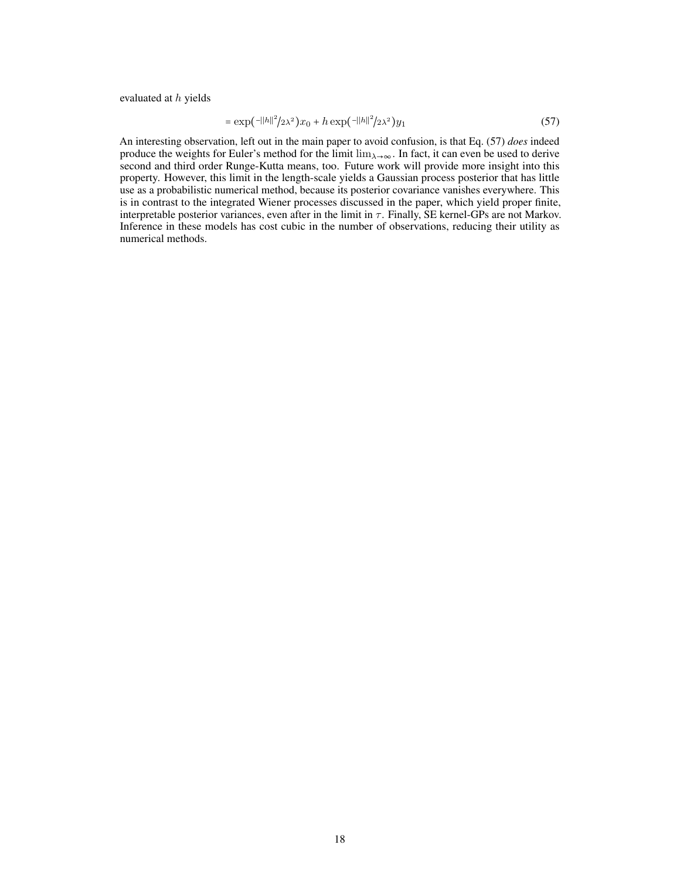evaluated at $h$ yields

$$= \exp\left(\nicefrac{-\|h\|^2}{2\lambda^2}\right) x_0 + h \exp\left(\nicefrac{-\|h\|^2}{2\lambda^2}\right) y_1 \tag{57}$$

An interesting observation, left out in the main paper to avoid confusion, is that Eq. (57) *does* indeed produce the weights for Euler's method for the limit $\lim_{\lambda \to \infty}$. In fact, it can even be used to derive second and third order Runge-Kutta means, too. Future work will provide more insight into this property. However, this limit in the length-scale yields a Gaussian process posterior that has little use as a probabilistic numerical method, because its posterior covariance vanishes everywhere. This is in contrast to the integrated Wiener processes discussed in the paper, which yield proper finite, interpretable posterior variances, even after in the limit in $\tau$. Finally, SE kernel-GPs are not Markov. Inference in these models has cost cubic in the number of observations, reducing their utility as numerical methods.